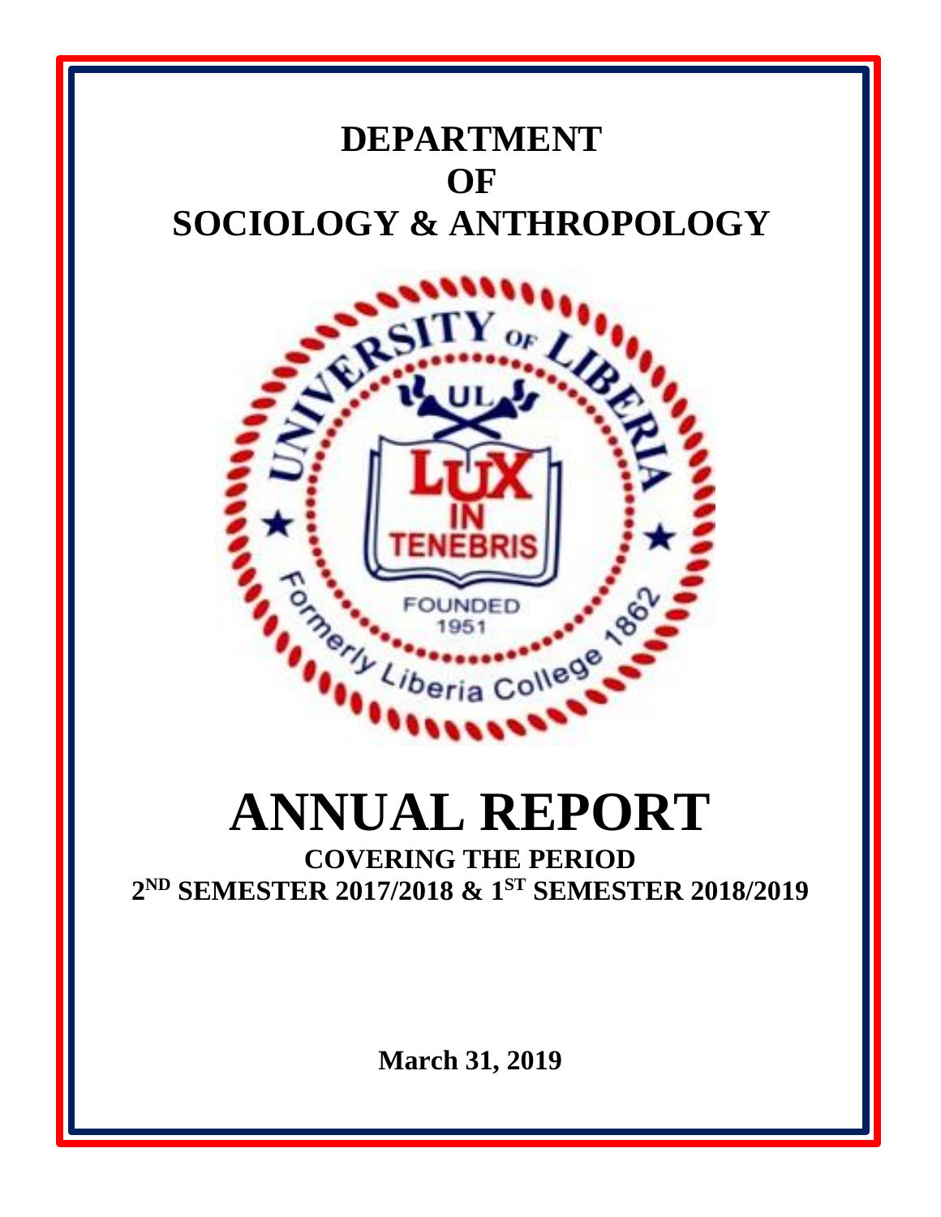# DEPARTMENT OF SOCIOLOGY & ANTHROPOLOGY

# ANNUAL REPORT

## COVERING THE PERIOD 2ND SEMESTER 2017/2018 & 1ST SEMESTER 2018/2019

**March 31, 2019**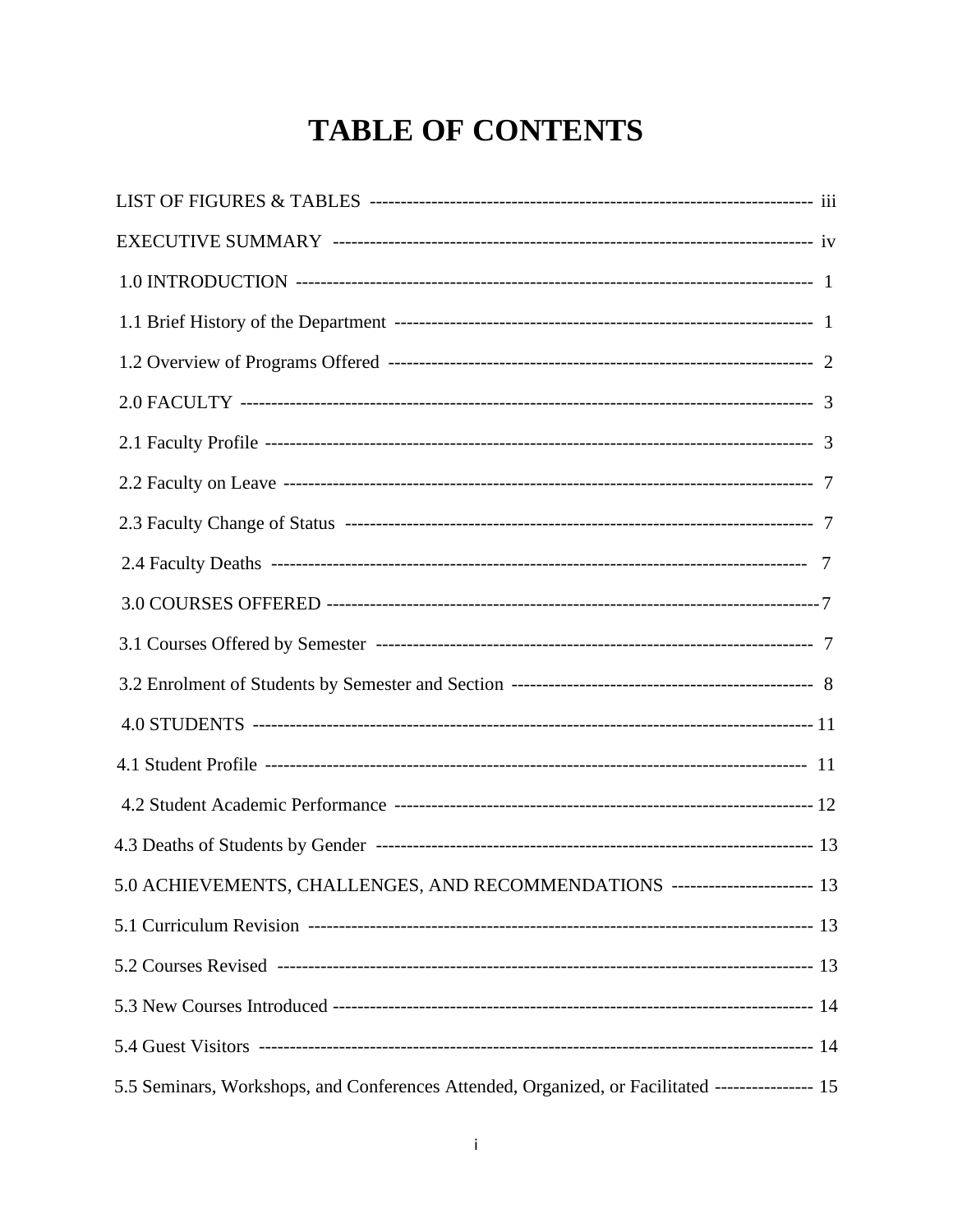# TABLE OF CONTENTS

LIST OF FIGURES & TABLES ---------------------------------------------------------------------- iii

EXECUTIVE SUMMARY --------------------------------------------------------------------------- iv

1.0 INTRODUCTION ---------------------------------------------------------------------------------- 1

1.1 Brief History of the Department -------------------------------------------------------------------- 1

1.2 Overview of Programs Offered --------------------------------------------------------------------- 2

2.0 FACULTY ------------------------------------------------------------------------------------------- 3

2.1 Faculty Profile ------------------------------------------------------------------------------------- 3

2.2 Faculty on Leave ---------------------------------------------------------------------------------- 7

2.3 Faculty Change of Status ------------------------------------------------------------------------- 7

2.4 Faculty Deaths ------------------------------------------------------------------------------------ 7

3.0 COURSES OFFERED ------------------------------------------------------------------------------ 7

3.1 Courses Offered by Semester ---------------------------------------------------------------------- 7

3.2 Enrolment of Students by Semester and Section -------------------------------------------------- 8

4.0 STUDENTS ---------------------------------------------------------------------------------------- 11

4.1 Student Profile ------------------------------------------------------------------------------------ 11

4.2 Student Academic Performance ------------------------------------------------------------------- 12

4.3 Deaths of Students by Gender --------------------------------------------------------------------- 13

5.0 ACHIEVEMENTS, CHALLENGES, AND RECOMMENDATIONS ----------------------- 13

5.1 Curriculum Revision ------------------------------------------------------------------------------ 13

5.2 Courses Revised ---------------------------------------------------------------------------------- 13

5.3 New Courses Introduced -------------------------------------------------------------------------- 14

5.4 Guest Visitors ------------------------------------------------------------------------------------- 14

5.5 Seminars, Workshops, and Conferences Attended, Organized, or Facilitated ---------------- 15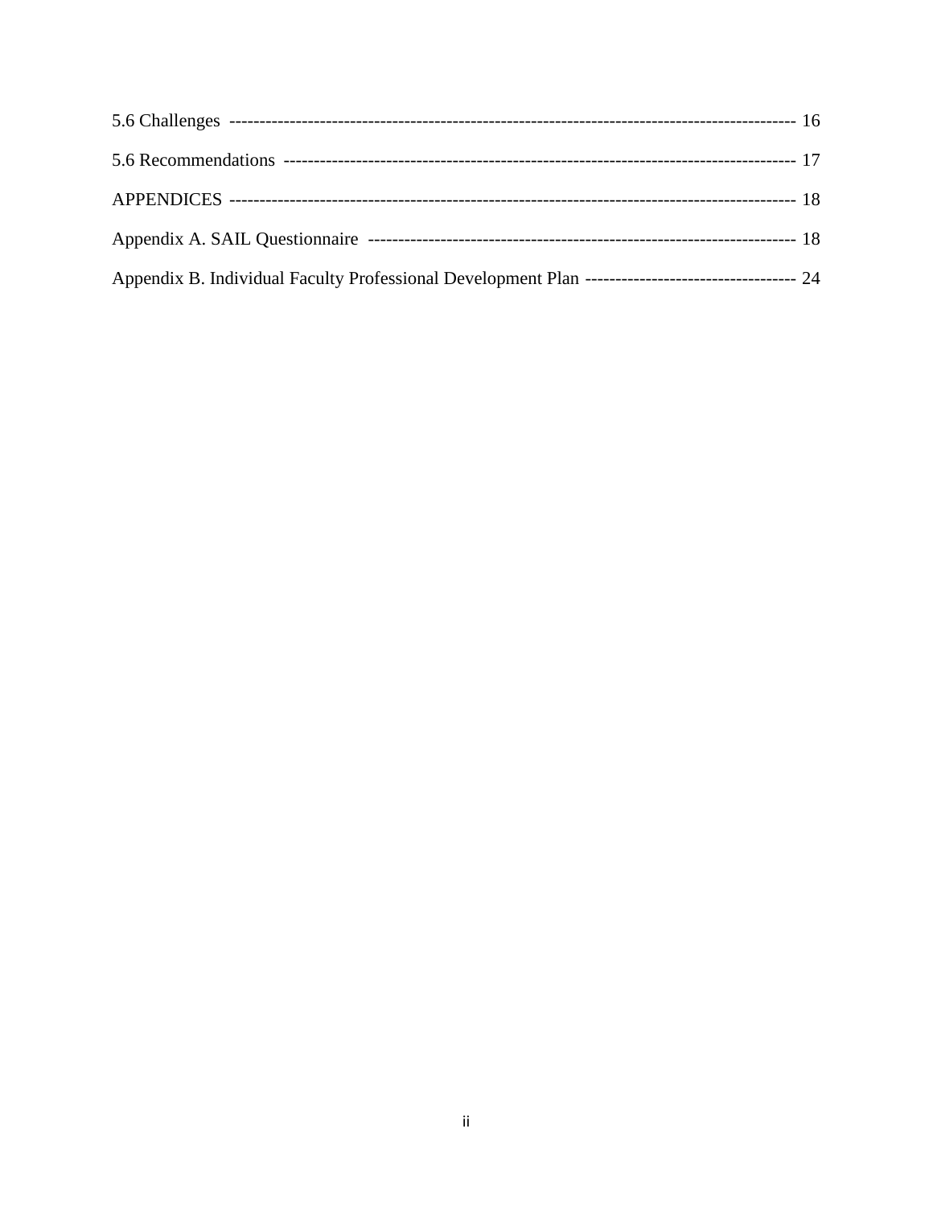5.6 Challenges ---------------------------------------------------------------------------------------------- 16

5.6 Recommendations ------------------------------------------------------------------------------------ 17

APPENDICES ------------------------------------------------------------------------------------------- 18

Appendix A. SAIL Questionnaire ------------------------------------------------------------------- 18

Appendix B. Individual Faculty Professional Development Plan ---------------------------------- 24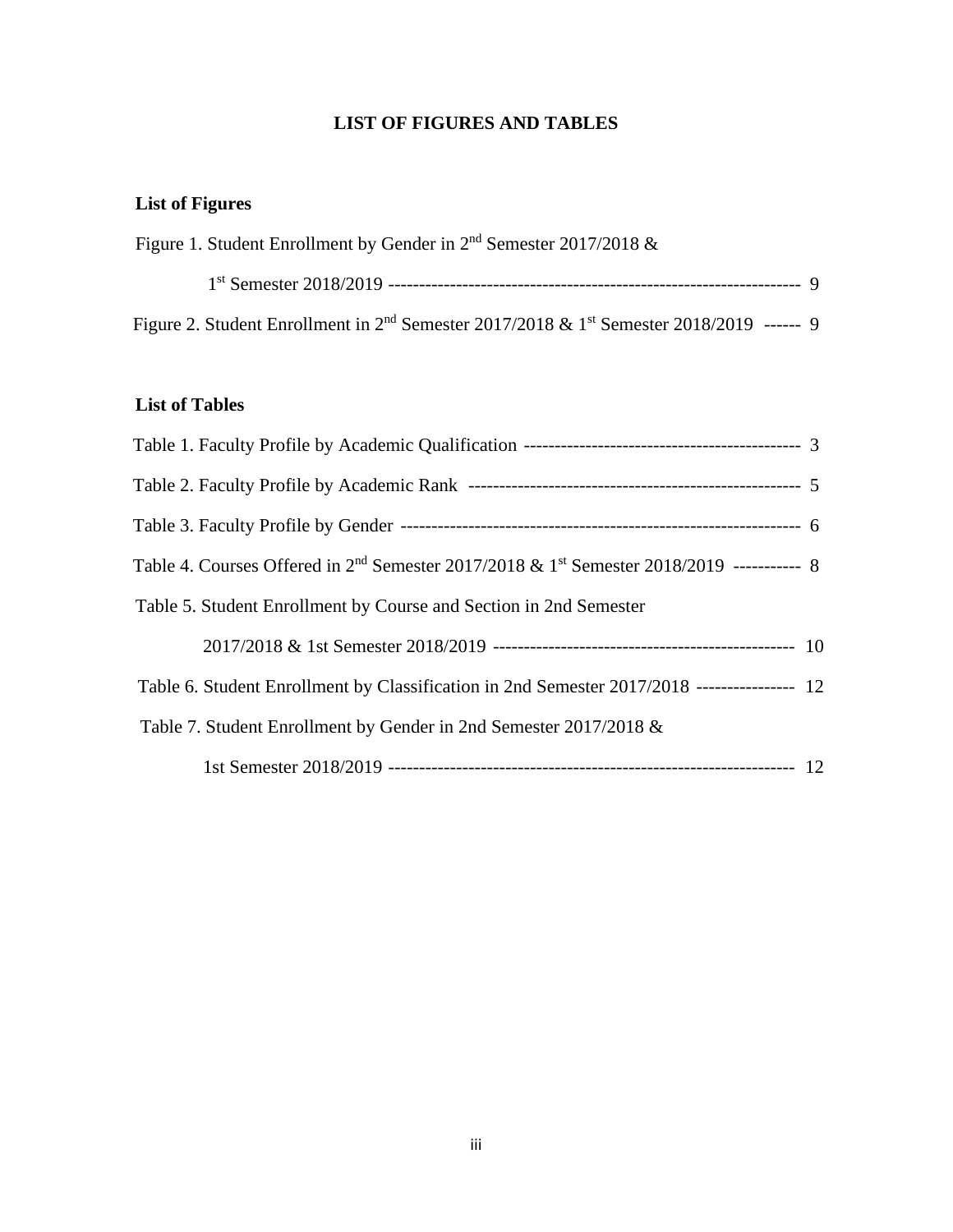# LIST OF FIGURES AND TABLES

## List of Figures

Figure 1. Student Enrollment by Gender in 2nd Semester 2017/2018 & 1st Semester 2018/2019 -------------------------------------------------------------------- 9

Figure 2. Student Enrollment in 2nd Semester 2017/2018 & 1st Semester 2018/2019 ------ 9

## List of Tables

Table 1. Faculty Profile by Academic Qualification -------------------------------------------- 3

Table 2. Faculty Profile by Academic Rank ----------------------------------------------------- 5

Table 3. Faculty Profile by Gender --------------------------------------------------------------- 6

Table 4. Courses Offered in 2nd Semester 2017/2018 & 1st Semester 2018/2019 ----------- 8

Table 5. Student Enrollment by Course and Section in 2nd Semester 2017/2018 & 1st Semester 2018/2019 ------------------------------------------------ 10

Table 6. Student Enrollment by Classification in 2nd Semester 2017/2018 ---------------- 12

Table 7. Student Enrollment by Gender in 2nd Semester 2017/2018 & 1st Semester 2018/2019 ------------------------------------------------------------------ 12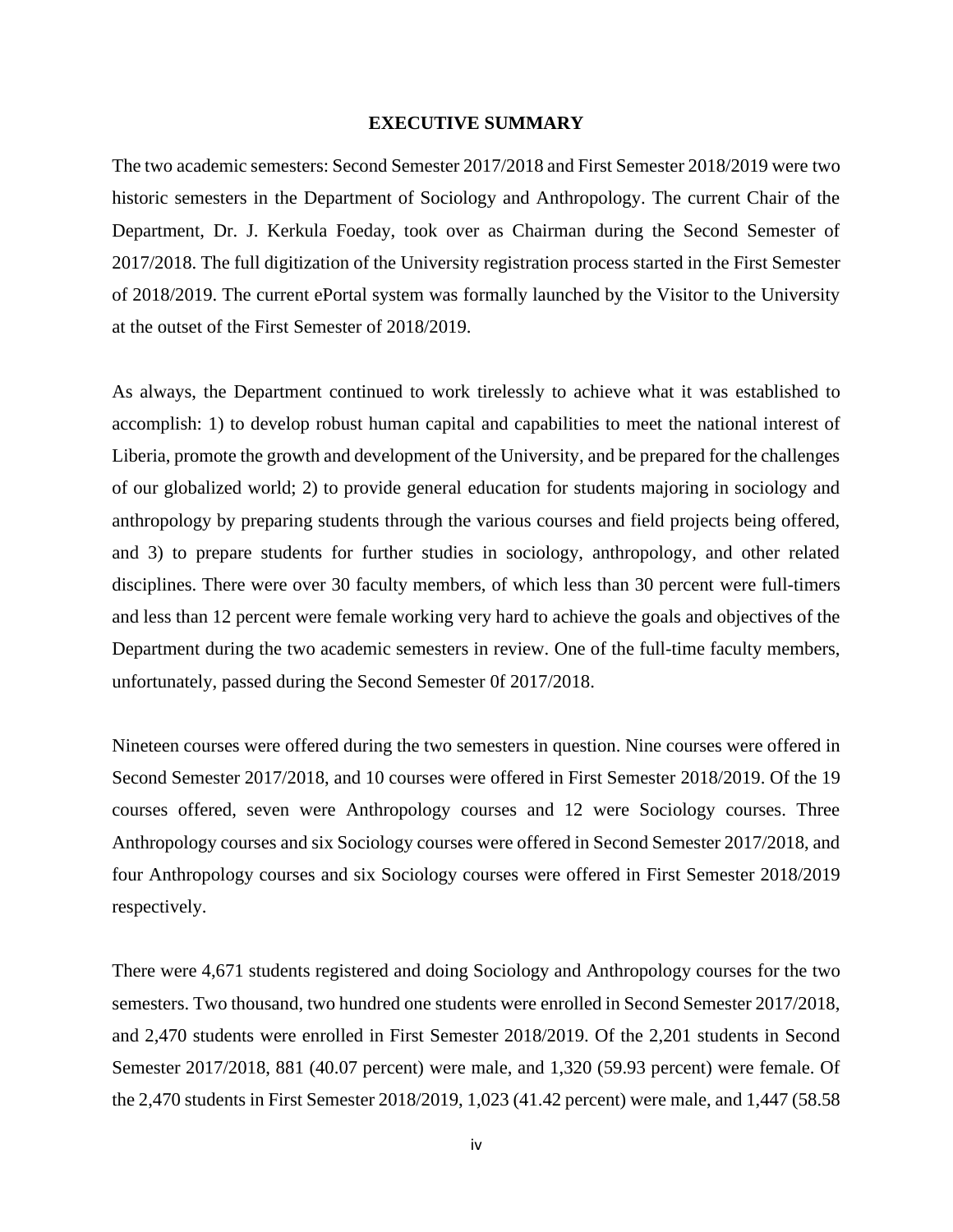# EXECUTIVE SUMMARY

The two academic semesters: Second Semester 2017/2018 and First Semester 2018/2019 were two historic semesters in the Department of Sociology and Anthropology. The current Chair of the Department, Dr. J. Kerkula Foeday, took over as Chairman during the Second Semester of 2017/2018. The full digitization of the University registration process started in the First Semester of 2018/2019. The current ePortal system was formally launched by the Visitor to the University at the outset of the First Semester of 2018/2019.

As always, the Department continued to work tirelessly to achieve what it was established to accomplish: 1) to develop robust human capital and capabilities to meet the national interest of Liberia, promote the growth and development of the University, and be prepared for the challenges of our globalized world; 2) to provide general education for students majoring in sociology and anthropology by preparing students through the various courses and field projects being offered, and 3) to prepare students for further studies in sociology, anthropology, and other related disciplines. There were over 30 faculty members, of which less than 30 percent were full-timers and less than 12 percent were female working very hard to achieve the goals and objectives of the Department during the two academic semesters in review. One of the full-time faculty members, unfortunately, passed during the Second Semester 0f 2017/2018.

Nineteen courses were offered during the two semesters in question. Nine courses were offered in Second Semester 2017/2018, and 10 courses were offered in First Semester 2018/2019. Of the 19 courses offered, seven were Anthropology courses and 12 were Sociology courses. Three Anthropology courses and six Sociology courses were offered in Second Semester 2017/2018, and four Anthropology courses and six Sociology courses were offered in First Semester 2018/2019 respectively.

There were 4,671 students registered and doing Sociology and Anthropology courses for the two semesters. Two thousand, two hundred one students were enrolled in Second Semester 2017/2018, and 2,470 students were enrolled in First Semester 2018/2019. Of the 2,201 students in Second Semester 2017/2018, 881 (40.07 percent) were male, and 1,320 (59.93 percent) were female. Of the 2,470 students in First Semester 2018/2019, 1,023 (41.42 percent) were male, and 1,447 (58.58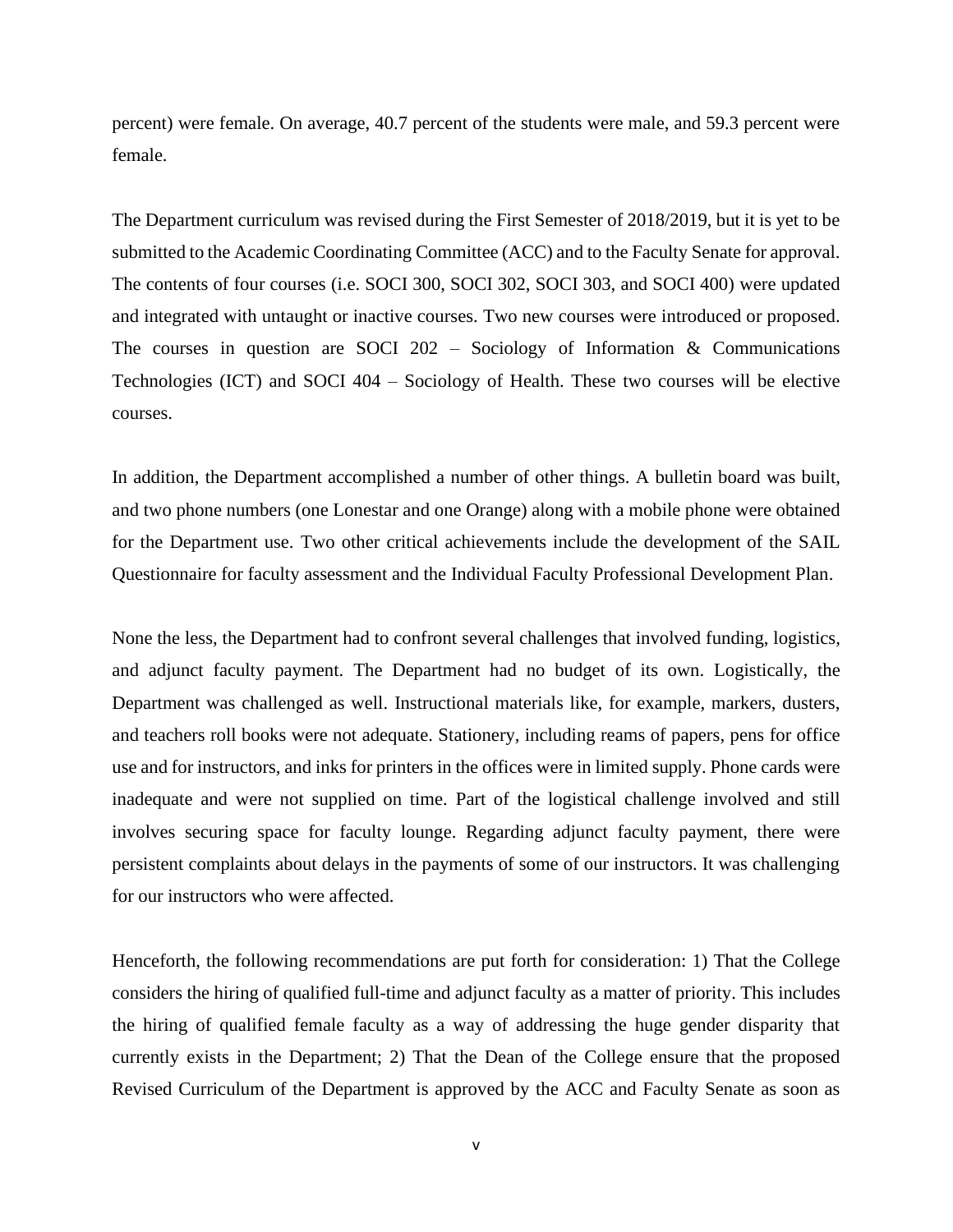percent) were female. On average, 40.7 percent of the students were male, and 59.3 percent were female.

The Department curriculum was revised during the First Semester of 2018/2019, but it is yet to be submitted to the Academic Coordinating Committee (ACC) and to the Faculty Senate for approval. The contents of four courses (i.e. SOCI 300, SOCI 302, SOCI 303, and SOCI 400) were updated and integrated with untaught or inactive courses. Two new courses were introduced or proposed. The courses in question are SOCI 202 – Sociology of Information & Communications Technologies (ICT) and SOCI 404 – Sociology of Health. These two courses will be elective courses.

In addition, the Department accomplished a number of other things. A bulletin board was built, and two phone numbers (one Lonestar and one Orange) along with a mobile phone were obtained for the Department use. Two other critical achievements include the development of the SAIL Questionnaire for faculty assessment and the Individual Faculty Professional Development Plan.

None the less, the Department had to confront several challenges that involved funding, logistics, and adjunct faculty payment. The Department had no budget of its own. Logistically, the Department was challenged as well. Instructional materials like, for example, markers, dusters, and teachers roll books were not adequate. Stationery, including reams of papers, pens for office use and for instructors, and inks for printers in the offices were in limited supply. Phone cards were inadequate and were not supplied on time. Part of the logistical challenge involved and still involves securing space for faculty lounge. Regarding adjunct faculty payment, there were persistent complaints about delays in the payments of some of our instructors. It was challenging for our instructors who were affected.

Henceforth, the following recommendations are put forth for consideration: 1) That the College considers the hiring of qualified full-time and adjunct faculty as a matter of priority. This includes the hiring of qualified female faculty as a way of addressing the huge gender disparity that currently exists in the Department; 2) That the Dean of the College ensure that the proposed Revised Curriculum of the Department is approved by the ACC and Faculty Senate as soon as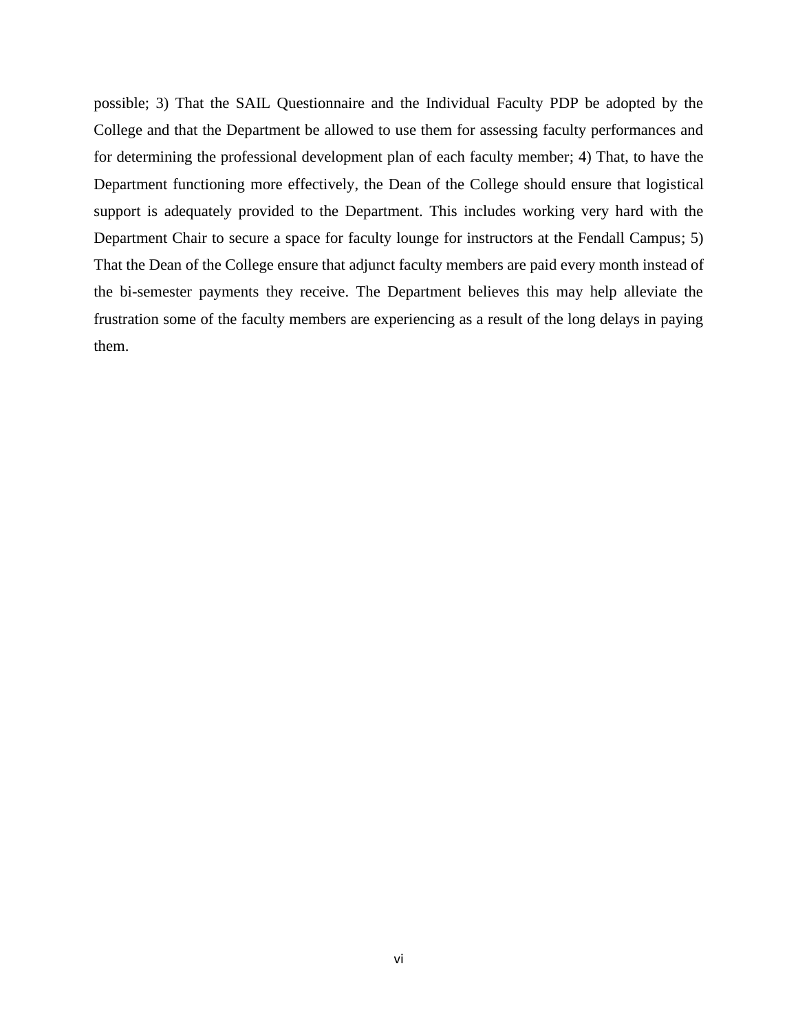possible; 3) That the SAIL Questionnaire and the Individual Faculty PDP be adopted by the College and that the Department be allowed to use them for assessing faculty performances and for determining the professional development plan of each faculty member; 4) That, to have the Department functioning more effectively, the Dean of the College should ensure that logistical support is adequately provided to the Department. This includes working very hard with the Department Chair to secure a space for faculty lounge for instructors at the Fendall Campus; 5) That the Dean of the College ensure that adjunct faculty members are paid every month instead of the bi-semester payments they receive. The Department believes this may help alleviate the frustration some of the faculty members are experiencing as a result of the long delays in paying them.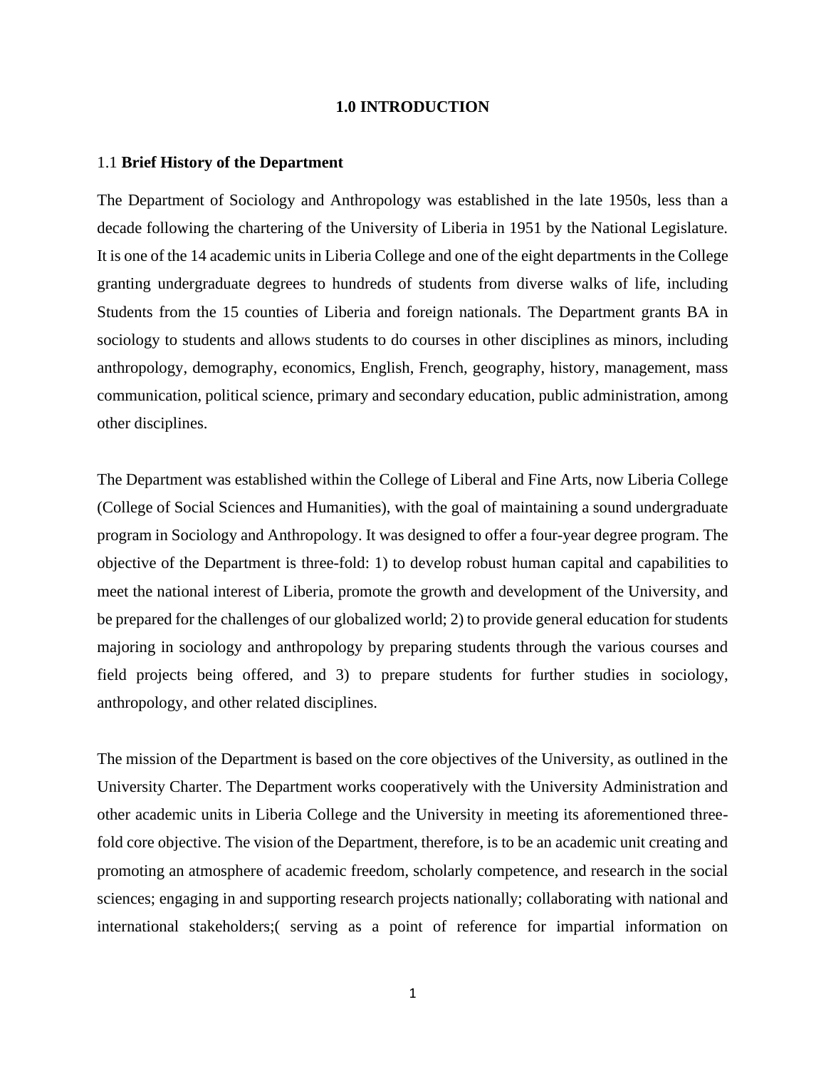# 1.0 INTRODUCTION

## 1.1 **Brief History of the Department**

The Department of Sociology and Anthropology was established in the late 1950s, less than a decade following the chartering of the University of Liberia in 1951 by the National Legislature. It is one of the 14 academic units in Liberia College and one of the eight departments in the College granting undergraduate degrees to hundreds of students from diverse walks of life, including Students from the 15 counties of Liberia and foreign nationals. The Department grants BA in sociology to students and allows students to do courses in other disciplines as minors, including anthropology, demography, economics, English, French, geography, history, management, mass communication, political science, primary and secondary education, public administration, among other disciplines.

The Department was established within the College of Liberal and Fine Arts, now Liberia College (College of Social Sciences and Humanities), with the goal of maintaining a sound undergraduate program in Sociology and Anthropology. It was designed to offer a four-year degree program. The objective of the Department is three-fold: 1) to develop robust human capital and capabilities to meet the national interest of Liberia, promote the growth and development of the University, and be prepared for the challenges of our globalized world; 2) to provide general education for students majoring in sociology and anthropology by preparing students through the various courses and field projects being offered, and 3) to prepare students for further studies in sociology, anthropology, and other related disciplines.

The mission of the Department is based on the core objectives of the University, as outlined in the University Charter. The Department works cooperatively with the University Administration and other academic units in Liberia College and the University in meeting its aforementioned three-fold core objective. The vision of the Department, therefore, is to be an academic unit creating and promoting an atmosphere of academic freedom, scholarly competence, and research in the social sciences; engaging in and supporting research projects nationally; collaborating with national and international stakeholders;( serving as a point of reference for impartial information on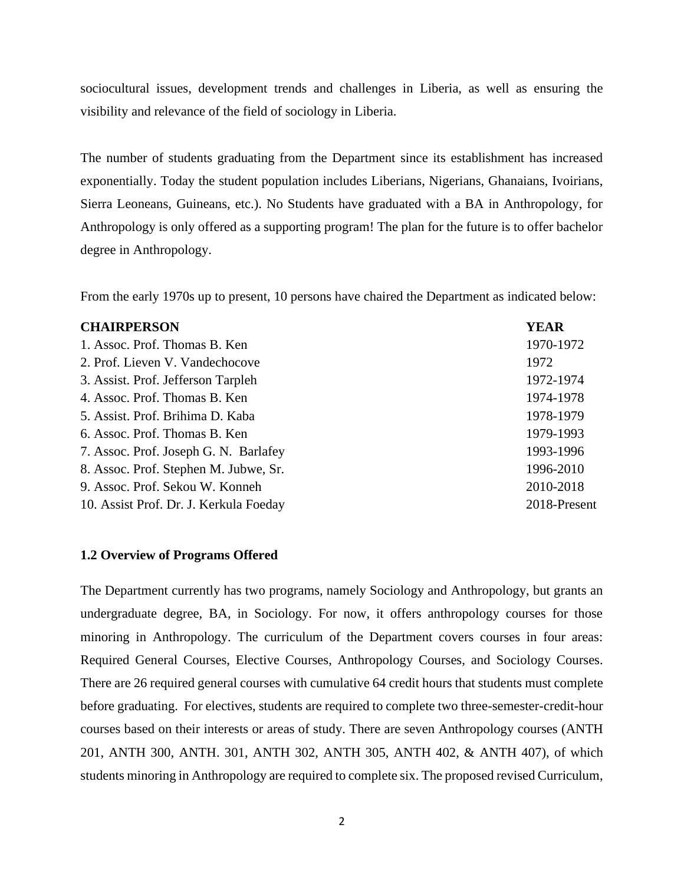sociocultural issues, development trends and challenges in Liberia, as well as ensuring the visibility and relevance of the field of sociology in Liberia.

The number of students graduating from the Department since its establishment has increased exponentially. Today the student population includes Liberians, Nigerians, Ghanaians, Ivoirians, Sierra Leoneans, Guineans, etc.). No Students have graduated with a BA in Anthropology, for Anthropology is only offered as a supporting program! The plan for the future is to offer bachelor degree in Anthropology.

From the early 1970s up to present, 10 persons have chaired the Department as indicated below:

| CHAIRPERSON | YEAR |
|---|---|
| 1. Assoc. Prof. Thomas B. Ken | 1970-1972 |
| 2. Prof. Lieven V. Vandechocove | 1972 |
| 3. Assist. Prof. Jefferson Tarpleh | 1972-1974 |
| 4. Assoc. Prof. Thomas B. Ken | 1974-1978 |
| 5. Assist. Prof. Brihima D. Kaba | 1978-1979 |
| 6. Assoc. Prof. Thomas B. Ken | 1979-1993 |
| 7. Assoc. Prof. Joseph G. N. Barlafey | 1993-1996 |
| 8. Assoc. Prof. Stephen M. Jubwe, Sr. | 1996-2010 |
| 9. Assoc. Prof. Sekou W. Konneh | 2010-2018 |
| 10. Assist Prof. Dr. J. Kerkula Foeday | 2018-Present |

### 1.2 Overview of Programs Offered

The Department currently has two programs, namely Sociology and Anthropology, but grants an undergraduate degree, BA, in Sociology. For now, it offers anthropology courses for those minoring in Anthropology. The curriculum of the Department covers courses in four areas: Required General Courses, Elective Courses, Anthropology Courses, and Sociology Courses. There are 26 required general courses with cumulative 64 credit hours that students must complete before graduating. For electives, students are required to complete two three-semester-credit-hour courses based on their interests or areas of study. There are seven Anthropology courses (ANTH 201, ANTH 300, ANTH. 301, ANTH 302, ANTH 305, ANTH 402, & ANTH 407), of which students minoring in Anthropology are required to complete six. The proposed revised Curriculum,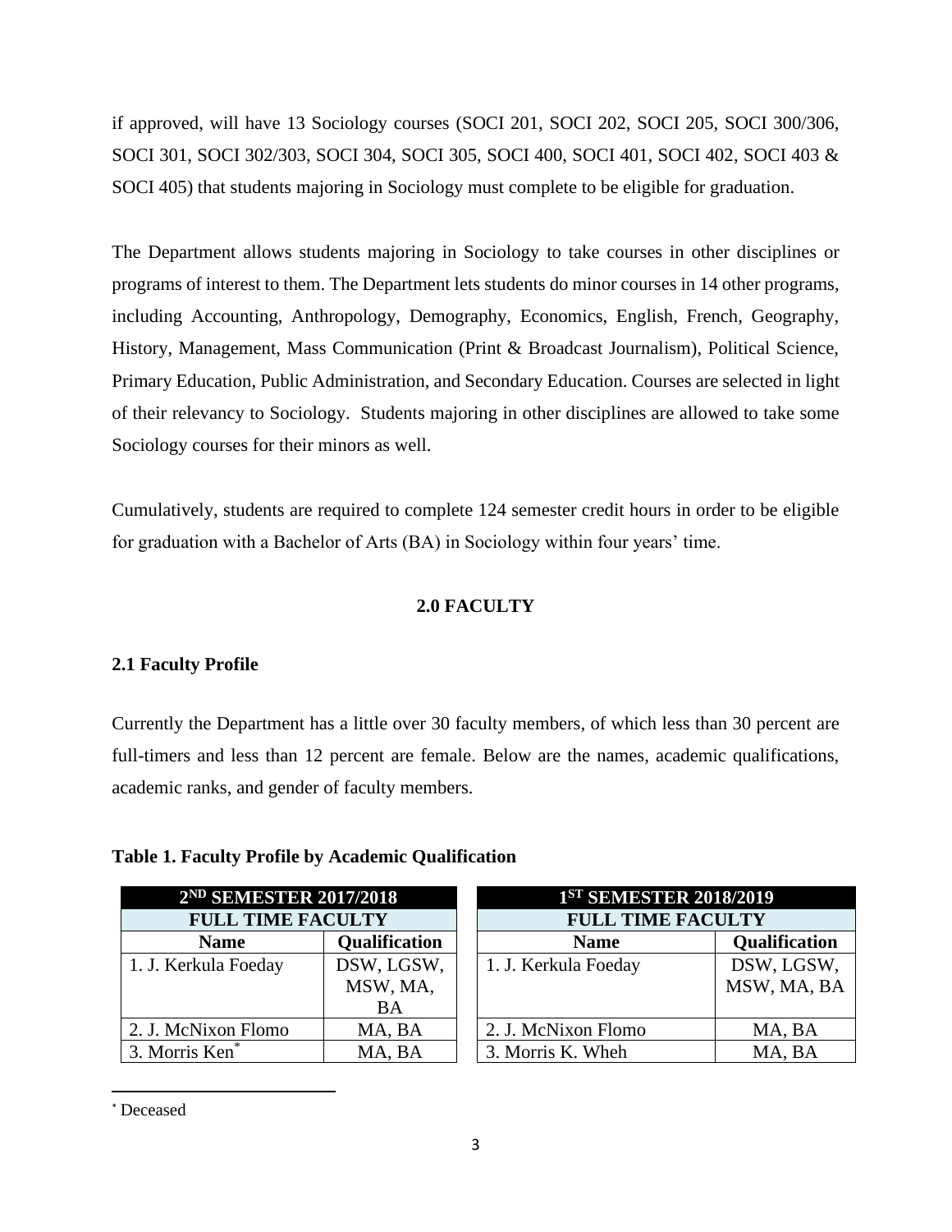if approved, will have 13 Sociology courses (SOCI 201, SOCI 202, SOCI 205, SOCI 300/306, SOCI 301, SOCI 302/303, SOCI 304, SOCI 305, SOCI 400, SOCI 401, SOCI 402, SOCI 403 & SOCI 405) that students majoring in Sociology must complete to be eligible for graduation.

The Department allows students majoring in Sociology to take courses in other disciplines or programs of interest to them. The Department lets students do minor courses in 14 other programs, including Accounting, Anthropology, Demography, Economics, English, French, Geography, History, Management, Mass Communication (Print & Broadcast Journalism), Political Science, Primary Education, Public Administration, and Secondary Education. Courses are selected in light of their relevancy to Sociology. Students majoring in other disciplines are allowed to take some Sociology courses for their minors as well.

Cumulatively, students are required to complete 124 semester credit hours in order to be eligible for graduation with a Bachelor of Arts (BA) in Sociology within four years' time.

## 2.0 FACULTY

### 2.1 Faculty Profile

Currently the Department has a little over 30 faculty members, of which less than 30 percent are full-timers and less than 12 percent are female. Below are the names, academic qualifications, academic ranks, and gender of faculty members.

**Table 1. Faculty Profile by Academic Qualification**

| 2ND SEMESTER 2017/2018 | | 1ST SEMESTER 2018/2019 | |
|---|---|---|---|
| FULL TIME FACULTY | | FULL TIME FACULTY | |
| Name | Qualification | Name | Qualification |
| 1. J. Kerkula Foeday | DSW, LGSW, MSW, MA, BA | 1. J. Kerkula Foeday | DSW, LGSW, MSW, MA, BA |
| 2. J. McNixon Flomo | MA, BA | 2. J. McNixon Flomo | MA, BA |
| 3. Morris Ken* | MA, BA | 3. Morris K. Wheh | MA, BA |

* Deceased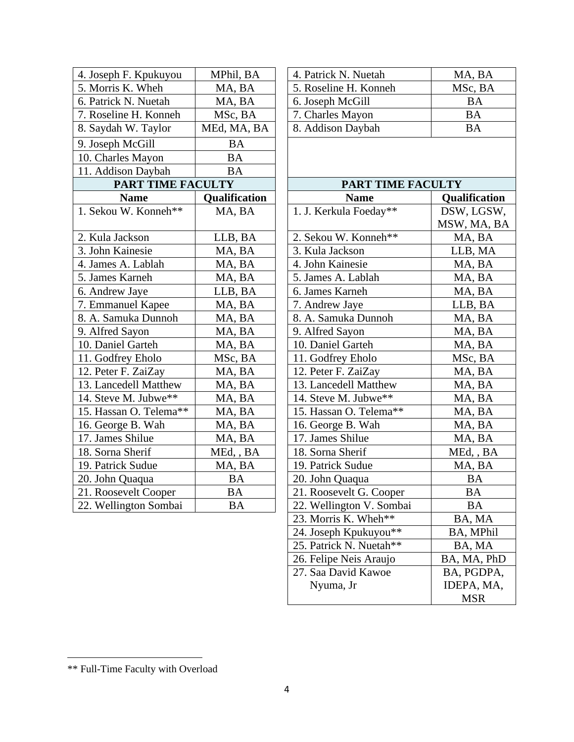| 4. Joseph F. Kpukuyou | MPhil, BA |
|---|---|
| 5. Morris K. Wheh | MA, BA |
| 6. Patrick N. Nuetah | MA, BA |
| 7. Roseline H. Konneh | MSc, BA |
| 8. Saydah W. Taylor | MEd, MA, BA |
| 9. Joseph McGill | BA |
| 10. Charles Mayon | BA |
| 11. Addison Daybah | BA |
| **PART TIME FACULTY** | |
| **Name** | **Qualification** |
| 1. Sekou W. Konneh** | MA, BA |
| 2. Kula Jackson | LLB, BA |
| 3. John Kainesie | MA, BA |
| 4. James A. Lablah | MA, BA |
| 5. James Karneh | MA, BA |
| 6. Andrew Jaye | LLB, BA |
| 7. Emmanuel Kapee | MA, BA |
| 8. A. Samuka Dunnoh | MA, BA |
| 9. Alfred Sayon | MA, BA |
| 10. Daniel Garteh | MA, BA |
| 11. Godfrey Eholo | MSc, BA |
| 12. Peter F. ZaiZay | MA, BA |
| 13. Lancedell Matthew | MA, BA |
| 14. Steve M. Jubwe** | MA, BA |
| 15. Hassan O. Telema** | MA, BA |
| 16. George B. Wah | MA, BA |
| 17. James Shilue | MA, BA |
| 18. Sorna Sherif | MEd, , BA |
| 19. Patrick Sudue | MA, BA |
| 20. John Quaqua | BA |
| 21. Roosevelt Cooper | BA |
| 22. Wellington Sombai | BA |

| 4. Patrick N. Nuetah | MA, BA |
|---|---|
| 5. Roseline H. Konneh | MSc, BA |
| 6. Joseph McGill | BA |
| 7. Charles Mayon | BA |
| 8. Addison Daybah | BA |

| **PART TIME FACULTY** | |
|---|---|
| **Name** | **Qualification** |
| 1. J. Kerkula Foeday** | DSW, LGSW, MSW, MA, BA |
| 2. Sekou W. Konneh** | MA, BA |
| 3. Kula Jackson | LLB, MA |
| 4. John Kainesie | MA, BA |
| 5. James A. Lablah | MA, BA |
| 6. James Karneh | MA, BA |
| 7. Andrew Jaye | LLB, BA |
| 8. A. Samuka Dunnoh | MA, BA |
| 9. Alfred Sayon | MA, BA |
| 10. Daniel Garteh | MA, BA |
| 11. Godfrey Eholo | MSc, BA |
| 12. Peter F. ZaiZay | MA, BA |
| 13. Lancedell Matthew | MA, BA |
| 14. Steve M. Jubwe** | MA, BA |
| 15. Hassan O. Telema** | MA, BA |
| 16. George B. Wah | MA, BA |
| 17. James Shilue | MA, BA |
| 18. Sorna Sherif | MEd, , BA |
| 19. Patrick Sudue | MA, BA |
| 20. John Quaqua | BA |
| 21. Roosevelt G. Cooper | BA |
| 22. Wellington V. Sombai | BA |
| 23. Morris K. Wheh** | BA, MA |
| 24. Joseph Kpukuyou** | BA, MPhil |
| 25. Patrick N. Nuetah** | BA, MA |
| 26. Felipe Neis Araujo | BA, MA, PhD |
| 27. Saa David Kawoe Nyuma, Jr | BA, PGDPA, IDEPA, MA, MSR |

** Full-Time Faculty with Overload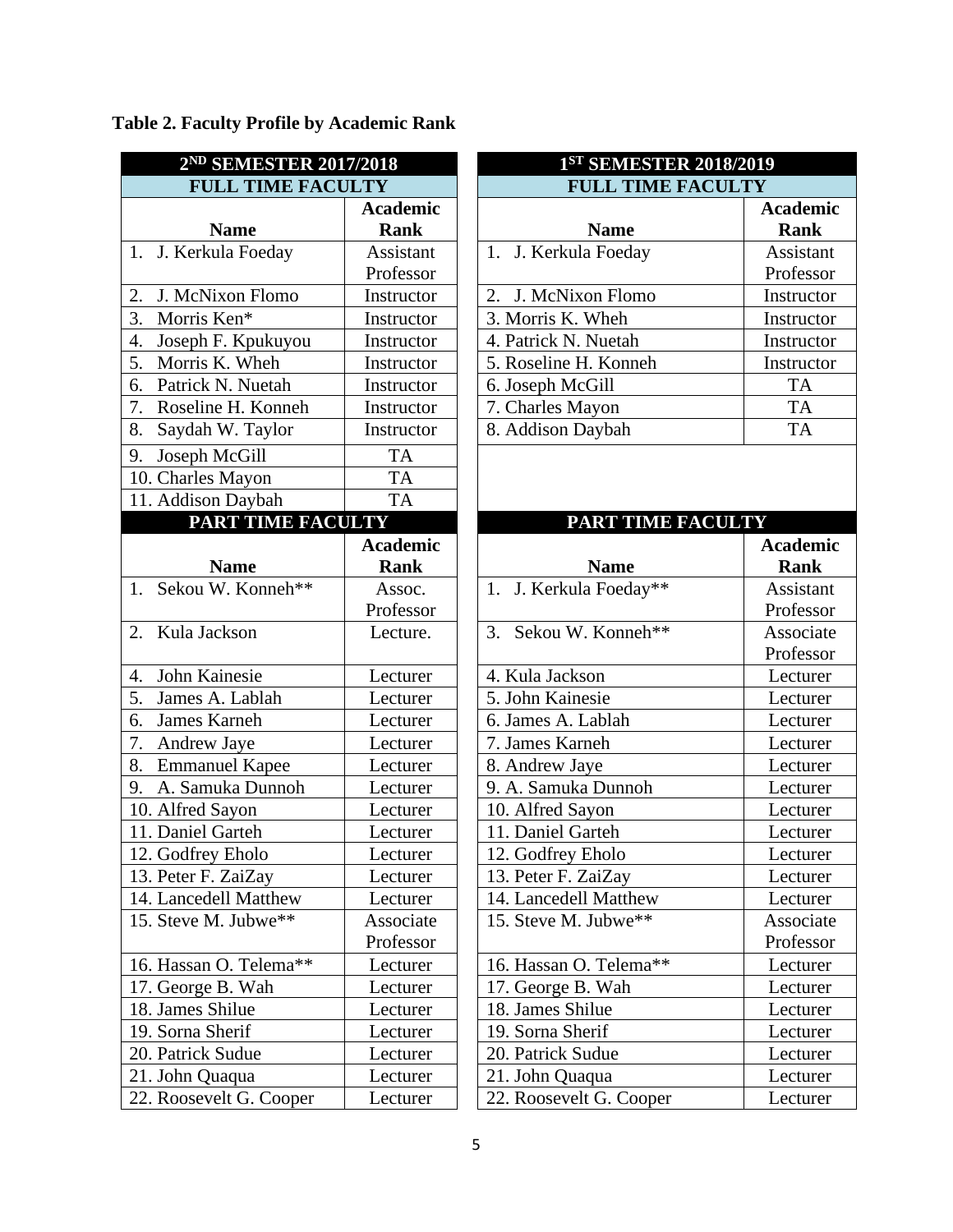**Table 2. Faculty Profile by Academic Rank**

| 2ND SEMESTER 2017/2018 | |
|---|---|
| **FULL TIME FACULTY** | |
| **Name** | **Academic Rank** |
| 1. J. Kerkula Foeday | Assistant Professor |
| 2. J. McNixon Flomo | Instructor |
| 3. Morris Ken* | Instructor |
| 4. Joseph F. Kpukuyou | Instructor |
| 5. Morris K. Wheh | Instructor |
| 6. Patrick N. Nuetah | Instructor |
| 7. Roseline H. Konneh | Instructor |
| 8. Saydah W. Taylor | Instructor |
| 9. Joseph McGill | TA |
| 10. Charles Mayon | TA |
| 11. Addison Daybah | TA |
| **PART TIME FACULTY** | |
| **Name** | **Academic Rank** |
| 1. Sekou W. Konneh** | Assoc. Professor |
| 2. Kula Jackson | Lecture. |
| 4. John Kainesie | Lecturer |
| 5. James A. Lablah | Lecturer |
| 6. James Karneh | Lecturer |
| 7. Andrew Jaye | Lecturer |
| 8. Emmanuel Kapee | Lecturer |
| 9. A. Samuka Dunnoh | Lecturer |
| 10. Alfred Sayon | Lecturer |
| 11. Daniel Garteh | Lecturer |
| 12. Godfrey Eholo | Lecturer |
| 13. Peter F. ZaiZay | Lecturer |
| 14. Lancedell Matthew | Lecturer |
| 15. Steve M. Jubwe** | Associate Professor |
| 16. Hassan O. Telema** | Lecturer |
| 17. George B. Wah | Lecturer |
| 18. James Shilue | Lecturer |
| 19. Sorna Sherif | Lecturer |
| 20. Patrick Sudue | Lecturer |
| 21. John Quaqua | Lecturer |
| 22. Roosevelt G. Cooper | Lecturer |

| 1ST SEMESTER 2018/2019 | |
|---|---|
| **FULL TIME FACULTY** | |
| **Name** | **Academic Rank** |
| 1. J. Kerkula Foeday | Assistant Professor |
| 2. J. McNixon Flomo | Instructor |
| 3. Morris K. Wheh | Instructor |
| 4. Patrick N. Nuetah | Instructor |
| 5. Roseline H. Konneh | Instructor |
| 6. Joseph McGill | TA |
| 7. Charles Mayon | TA |
| 8. Addison Daybah | TA |
| **PART TIME FACULTY** | |
| **Name** | **Academic Rank** |
| 1. J. Kerkula Foeday** | Assistant Professor |
| 3. Sekou W. Konneh** | Associate Professor |
| 4. Kula Jackson | Lecturer |
| 5. John Kainesie | Lecturer |
| 6. James A. Lablah | Lecturer |
| 7. James Karneh | Lecturer |
| 8. Andrew Jaye | Lecturer |
| 9. A. Samuka Dunnoh | Lecturer |
| 10. Alfred Sayon | Lecturer |
| 11. Daniel Garteh | Lecturer |
| 12. Godfrey Eholo | Lecturer |
| 13. Peter F. ZaiZay | Lecturer |
| 14. Lancedell Matthew | Lecturer |
| 15. Steve M. Jubwe** | Associate Professor |
| 16. Hassan O. Telema** | Lecturer |
| 17. George B. Wah | Lecturer |
| 18. James Shilue | Lecturer |
| 19. Sorna Sherif | Lecturer |
| 20. Patrick Sudue | Lecturer |
| 21. John Quaqua | Lecturer |
| 22. Roosevelt G. Cooper | Lecturer |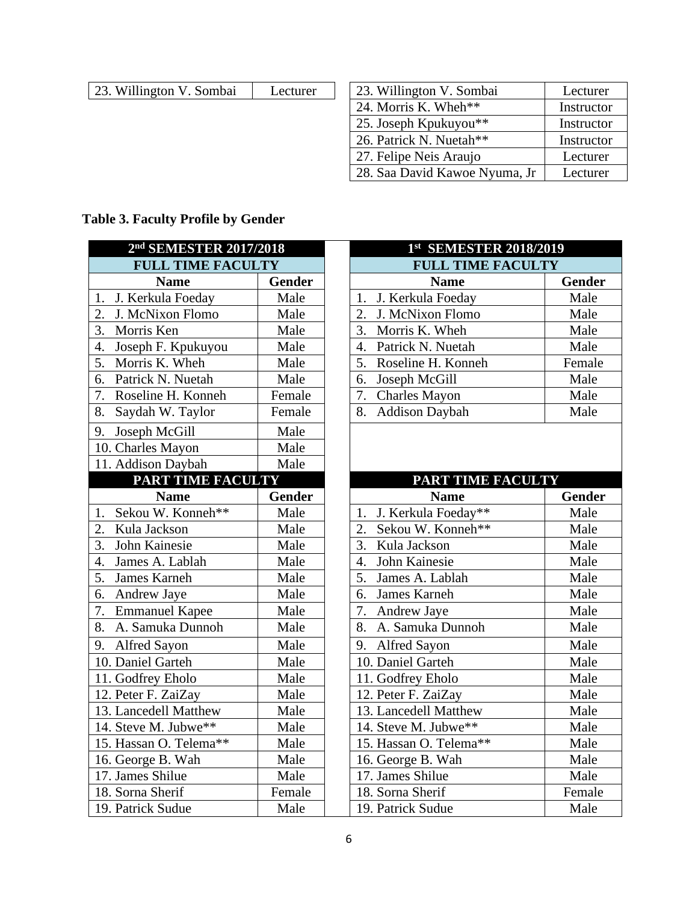| 23. Willington V. Sombai | Lecturer |
|---|---|

| 23. Willington V. Sombai | Lecturer |
|---|---|
| 24. Morris K. Wheh** | Instructor |
| 25. Joseph Kpukuyou** | Instructor |
| 26. Patrick N. Nuetah** | Instructor |
| 27. Felipe Neis Araujo | Lecturer |
| 28. Saa David Kawoe Nyuma, Jr | Lecturer |

**Table 3. Faculty Profile by Gender**

| 2nd SEMESTER 2017/2018 | |
|---|---|
| **FULL TIME FACULTY** | |
| **Name** | **Gender** |
| 1. J. Kerkula Foeday | Male |
| 2. J. McNixon Flomo | Male |
| 3. Morris Ken | Male |
| 4. Joseph F. Kpukuyou | Male |
| 5. Morris K. Wheh | Male |
| 6. Patrick N. Nuetah | Male |
| 7. Roseline H. Konneh | Female |
| 8. Saydah W. Taylor | Female |
| 9. Joseph McGill | Male |
| 10. Charles Mayon | Male |
| 11. Addison Daybah | Male |
| **PART TIME FACULTY** | |
| **Name** | **Gender** |
| 1. Sekou W. Konneh** | Male |
| 2. Kula Jackson | Male |
| 3. John Kainesie | Male |
| 4. James A. Lablah | Male |
| 5. James Karneh | Male |
| 6. Andrew Jaye | Male |
| 7. Emmanuel Kapee | Male |
| 8. A. Samuka Dunnoh | Male |
| 9. Alfred Sayon | Male |
| 10. Daniel Garteh | Male |
| 11. Godfrey Eholo | Male |
| 12. Peter F. ZaiZay | Male |
| 13. Lancedell Matthew | Male |
| 14. Steve M. Jubwe** | Male |
| 15. Hassan O. Telema** | Male |
| 16. George B. Wah | Male |
| 17. James Shilue | Male |
| 18. Sorna Sherif | Female |
| 19. Patrick Sudue | Male |

| 1st SEMESTER 2018/2019 | |
|---|---|
| **FULL TIME FACULTY** | |
| **Name** | **Gender** |
| 1. J. Kerkula Foeday | Male |
| 2. J. McNixon Flomo | Male |
| 3. Morris K. Wheh | Male |
| 4. Patrick N. Nuetah | Male |
| 5. Roseline H. Konneh | Female |
| 6. Joseph McGill | Male |
| 7. Charles Mayon | Male |
| 8. Addison Daybah | Male |
| **PART TIME FACULTY** | |
| **Name** | **Gender** |
| 1. J. Kerkula Foeday** | Male |
| 2. Sekou W. Konneh** | Male |
| 3. Kula Jackson | Male |
| 4. John Kainesie | Male |
| 5. James A. Lablah | Male |
| 6. James Karneh | Male |
| 7. Andrew Jaye | Male |
| 8. A. Samuka Dunnoh | Male |
| 9. Alfred Sayon | Male |
| 10. Daniel Garteh | Male |
| 11. Godfrey Eholo | Male |
| 12. Peter F. ZaiZay | Male |
| 13. Lancedell Matthew | Male |
| 14. Steve M. Jubwe** | Male |
| 15. Hassan O. Telema** | Male |
| 16. George B. Wah | Male |
| 17. James Shilue | Male |
| 18. Sorna Sherif | Female |
| 19. Patrick Sudue | Male |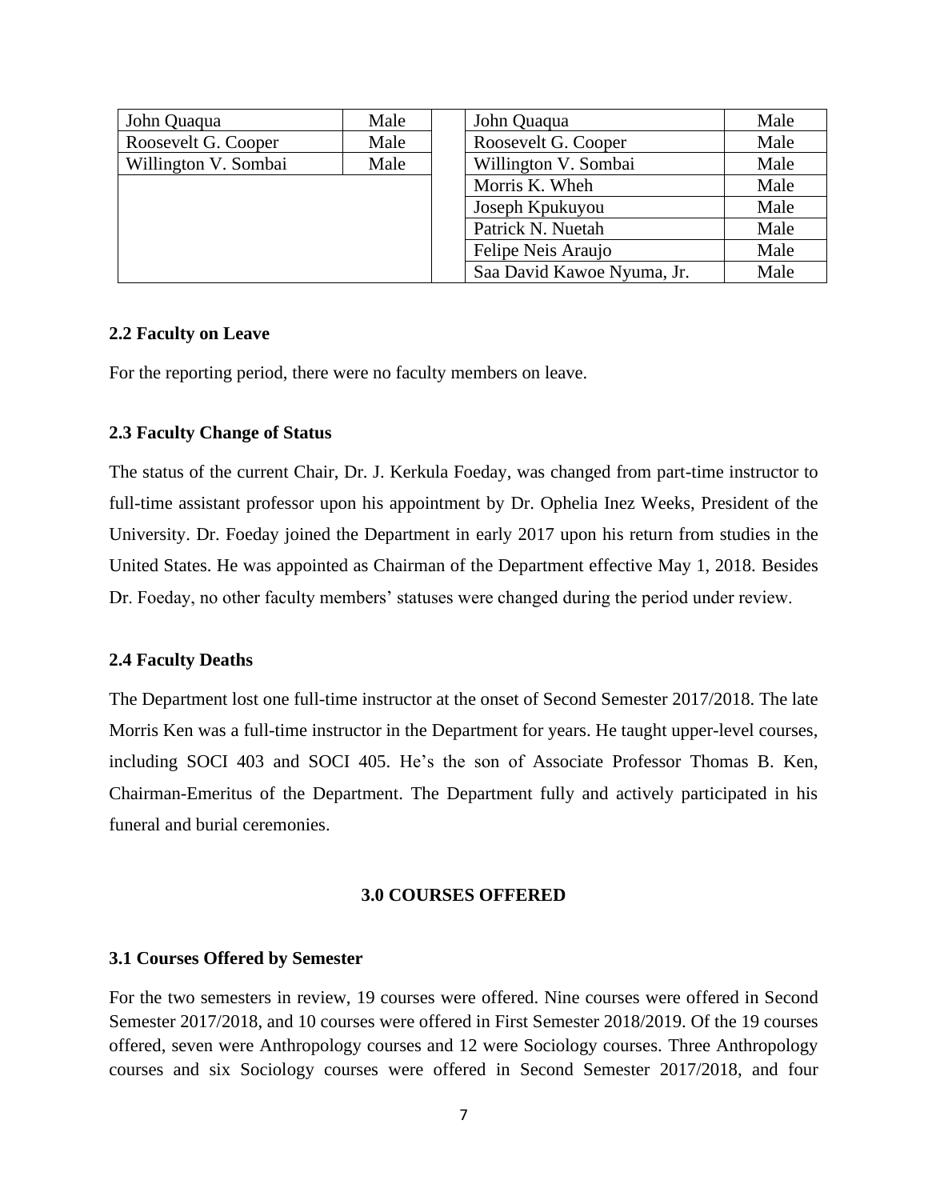| John Quaqua | Male | | John Quaqua | Male |
|---|---|---|---|---|
| Roosevelt G. Cooper | Male | | Roosevelt G. Cooper | Male |
| Willington V. Sombai | Male | | Willington V. Sombai | Male |
| | | | Morris K. Wheh | Male |
| | | | Joseph Kpukuyou | Male |
| | | | Patrick N. Nuetah | Male |
| | | | Felipe Neis Araujo | Male |
| | | | Saa David Kawoe Nyuma, Jr. | Male |

### 2.2 Faculty on Leave

For the reporting period, there were no faculty members on leave.

### 2.3 Faculty Change of Status

The status of the current Chair, Dr. J. Kerkula Foeday, was changed from part-time instructor to full-time assistant professor upon his appointment by Dr. Ophelia Inez Weeks, President of the University. Dr. Foeday joined the Department in early 2017 upon his return from studies in the United States. He was appointed as Chairman of the Department effective May 1, 2018. Besides Dr. Foeday, no other faculty members' statuses were changed during the period under review.

### 2.4 Faculty Deaths

The Department lost one full-time instructor at the onset of Second Semester 2017/2018. The late Morris Ken was a full-time instructor in the Department for years. He taught upper-level courses, including SOCI 403 and SOCI 405. He's the son of Associate Professor Thomas B. Ken, Chairman-Emeritus of the Department. The Department fully and actively participated in his funeral and burial ceremonies.

## 3.0 COURSES OFFERED

### 3.1 Courses Offered by Semester

For the two semesters in review, 19 courses were offered. Nine courses were offered in Second Semester 2017/2018, and 10 courses were offered in First Semester 2018/2019. Of the 19 courses offered, seven were Anthropology courses and 12 were Sociology courses. Three Anthropology courses and six Sociology courses were offered in Second Semester 2017/2018, and four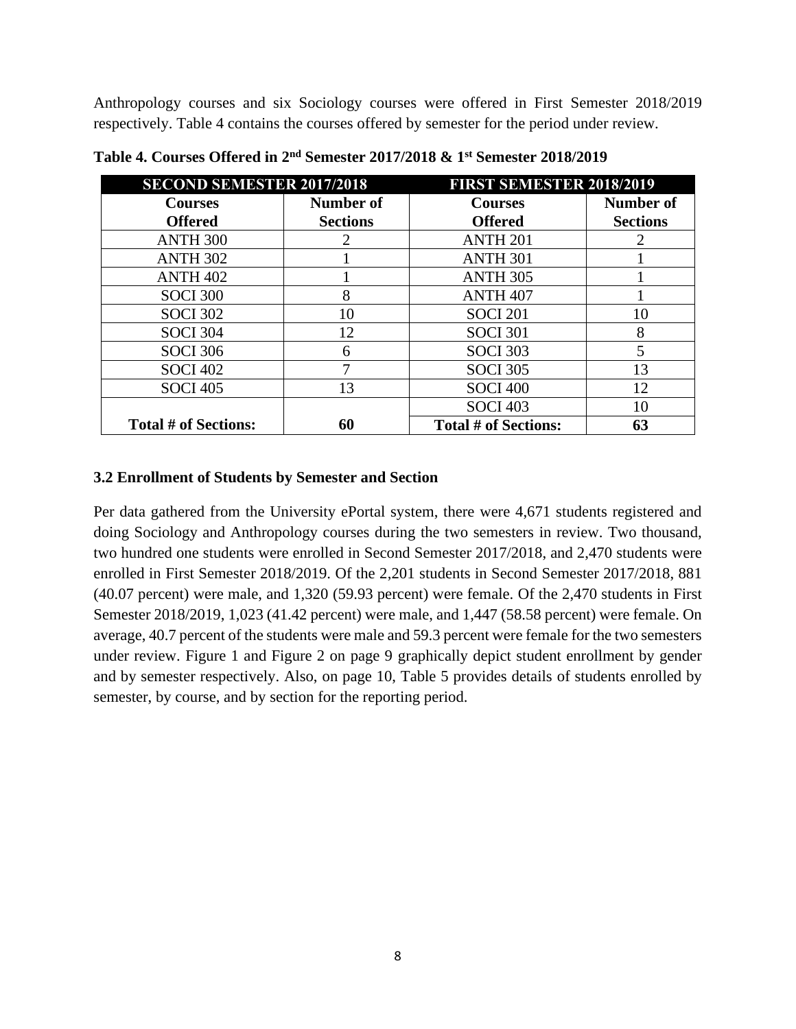Anthropology courses and six Sociology courses were offered in First Semester 2018/2019 respectively. Table 4 contains the courses offered by semester for the period under review.

**Table 4. Courses Offered in 2nd Semester 2017/2018 & 1st Semester 2018/2019**

| SECOND SEMESTER 2017/2018 | | FIRST SEMESTER 2018/2019 | |
|---|---|---|---|
| **Courses Offered** | **Number of Sections** | **Courses Offered** | **Number of Sections** |
| ANTH 300 | 2 | ANTH 201 | 2 |
| ANTH 302 | 1 | ANTH 301 | 1 |
| ANTH 402 | 1 | ANTH 305 | 1 |
| SOCI 300 | 8 | ANTH 407 | 1 |
| SOCI 302 | 10 | SOCI 201 | 10 |
| SOCI 304 | 12 | SOCI 301 | 8 |
| SOCI 306 | 6 | SOCI 303 | 5 |
| SOCI 402 | 7 | SOCI 305 | 13 |
| SOCI 405 | 13 | SOCI 400 | 12 |
| | | SOCI 403 | 10 |
| **Total # of Sections:** | **60** | **Total # of Sections:** | **63** |

### 3.2 Enrollment of Students by Semester and Section

Per data gathered from the University ePortal system, there were 4,671 students registered and doing Sociology and Anthropology courses during the two semesters in review. Two thousand, two hundred one students were enrolled in Second Semester 2017/2018, and 2,470 students were enrolled in First Semester 2018/2019. Of the 2,201 students in Second Semester 2017/2018, 881 (40.07 percent) were male, and 1,320 (59.93 percent) were female. Of the 2,470 students in First Semester 2018/2019, 1,023 (41.42 percent) were male, and 1,447 (58.58 percent) were female. On average, 40.7 percent of the students were male and 59.3 percent were female for the two semesters under review. Figure 1 and Figure 2 on page 9 graphically depict student enrollment by gender and by semester respectively. Also, on page 10, Table 5 provides details of students enrolled by semester, by course, and by section for the reporting period.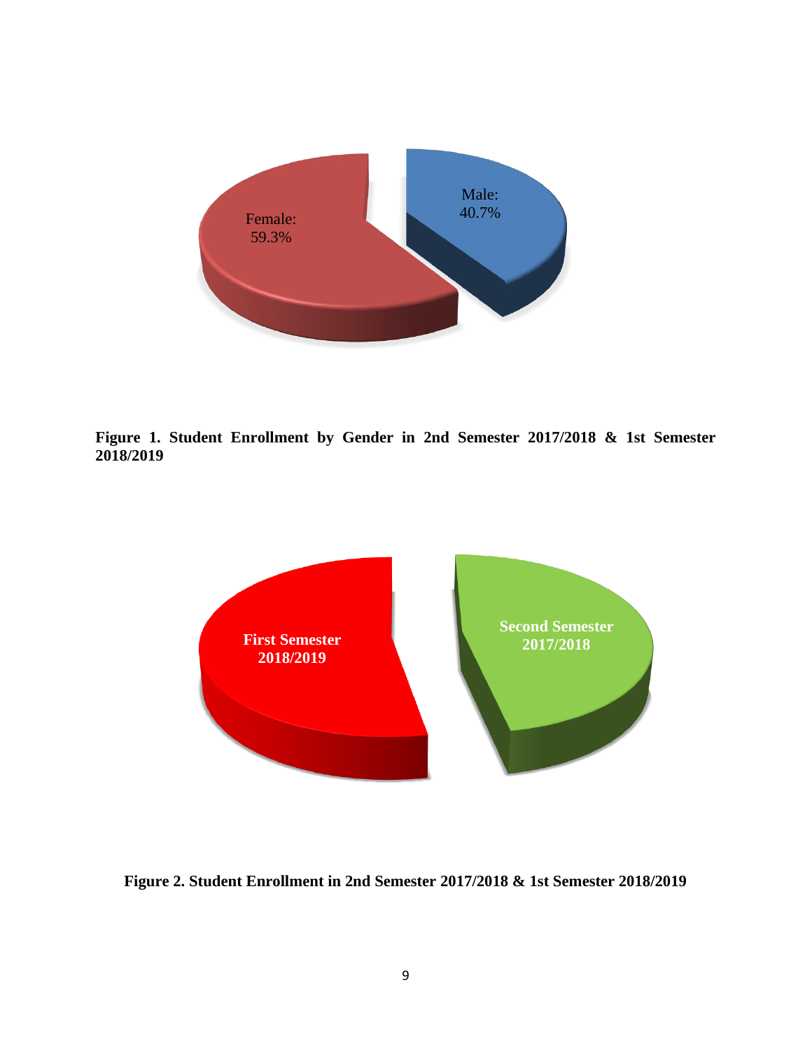Female: 59.3%

Male: 40.7%

**Figure 1. Student Enrollment by Gender in 2nd Semester 2017/2018 & 1st Semester 2018/2019**

First Semester 2018/2019

Second Semester 2017/2018

**Figure 2. Student Enrollment in 2nd Semester 2017/2018 & 1st Semester 2018/2019**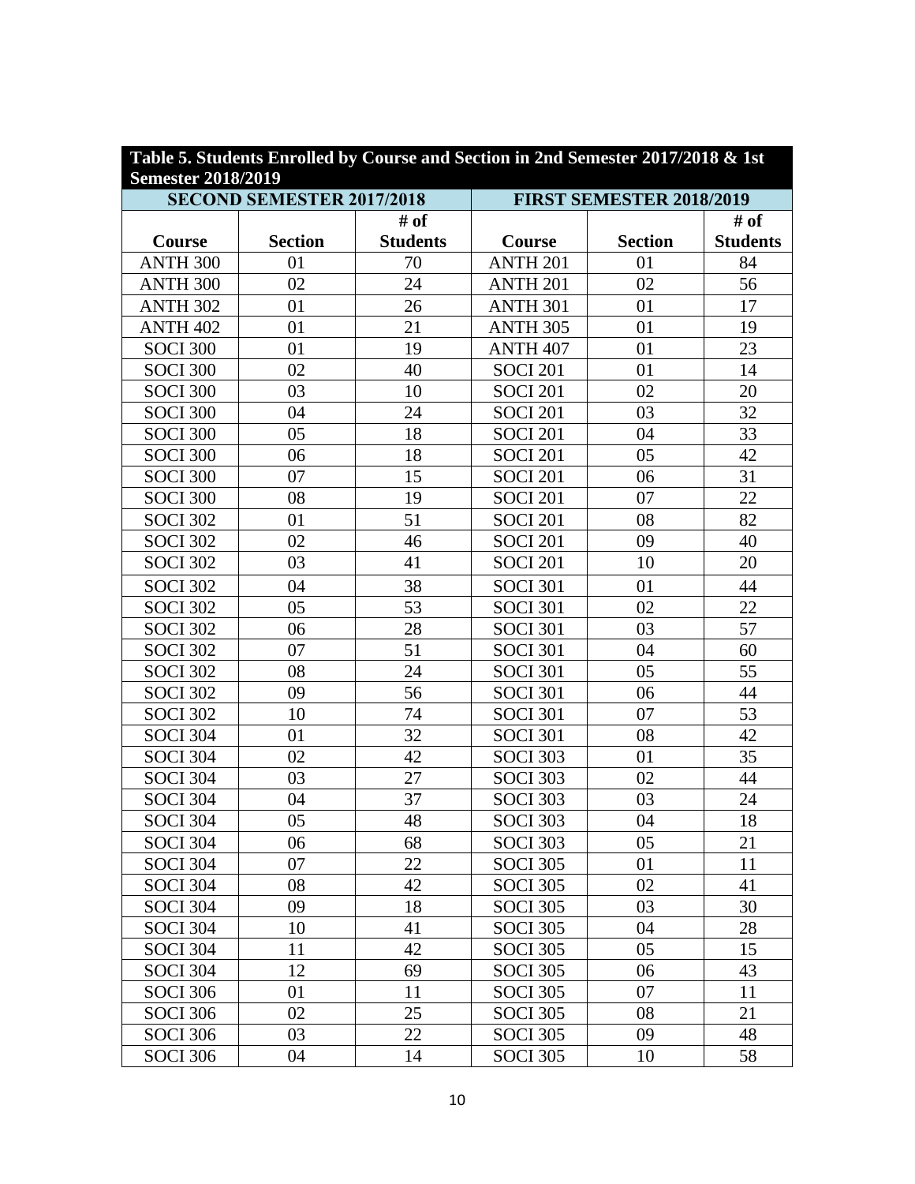**Table 5. Students Enrolled by Course and Section in 2nd Semester 2017/2018 & 1st Semester 2018/2019**

| SECOND SEMESTER 2017/2018 | | | FIRST SEMESTER 2018/2019 | | |
|---|---|---|---|---|---|
| Course | Section | # of Students | Course | Section | # of Students |
| ANTH 300 | 01 | 70 | ANTH 201 | 01 | 84 |
| ANTH 300 | 02 | 24 | ANTH 201 | 02 | 56 |
| ANTH 302 | 01 | 26 | ANTH 301 | 01 | 17 |
| ANTH 402 | 01 | 21 | ANTH 305 | 01 | 19 |
| SOCI 300 | 01 | 19 | ANTH 407 | 01 | 23 |
| SOCI 300 | 02 | 40 | SOCI 201 | 01 | 14 |
| SOCI 300 | 03 | 10 | SOCI 201 | 02 | 20 |
| SOCI 300 | 04 | 24 | SOCI 201 | 03 | 32 |
| SOCI 300 | 05 | 18 | SOCI 201 | 04 | 33 |
| SOCI 300 | 06 | 18 | SOCI 201 | 05 | 42 |
| SOCI 300 | 07 | 15 | SOCI 201 | 06 | 31 |
| SOCI 300 | 08 | 19 | SOCI 201 | 07 | 22 |
| SOCI 302 | 01 | 51 | SOCI 201 | 08 | 82 |
| SOCI 302 | 02 | 46 | SOCI 201 | 09 | 40 |
| SOCI 302 | 03 | 41 | SOCI 201 | 10 | 20 |
| SOCI 302 | 04 | 38 | SOCI 301 | 01 | 44 |
| SOCI 302 | 05 | 53 | SOCI 301 | 02 | 22 |
| SOCI 302 | 06 | 28 | SOCI 301 | 03 | 57 |
| SOCI 302 | 07 | 51 | SOCI 301 | 04 | 60 |
| SOCI 302 | 08 | 24 | SOCI 301 | 05 | 55 |
| SOCI 302 | 09 | 56 | SOCI 301 | 06 | 44 |
| SOCI 302 | 10 | 74 | SOCI 301 | 07 | 53 |
| SOCI 304 | 01 | 32 | SOCI 301 | 08 | 42 |
| SOCI 304 | 02 | 42 | SOCI 303 | 01 | 35 |
| SOCI 304 | 03 | 27 | SOCI 303 | 02 | 44 |
| SOCI 304 | 04 | 37 | SOCI 303 | 03 | 24 |
| SOCI 304 | 05 | 48 | SOCI 303 | 04 | 18 |
| SOCI 304 | 06 | 68 | SOCI 303 | 05 | 21 |
| SOCI 304 | 07 | 22 | SOCI 305 | 01 | 11 |
| SOCI 304 | 08 | 42 | SOCI 305 | 02 | 41 |
| SOCI 304 | 09 | 18 | SOCI 305 | 03 | 30 |
| SOCI 304 | 10 | 41 | SOCI 305 | 04 | 28 |
| SOCI 304 | 11 | 42 | SOCI 305 | 05 | 15 |
| SOCI 304 | 12 | 69 | SOCI 305 | 06 | 43 |
| SOCI 306 | 01 | 11 | SOCI 305 | 07 | 11 |
| SOCI 306 | 02 | 25 | SOCI 305 | 08 | 21 |
| SOCI 306 | 03 | 22 | SOCI 305 | 09 | 48 |
| SOCI 306 | 04 | 14 | SOCI 305 | 10 | 58 |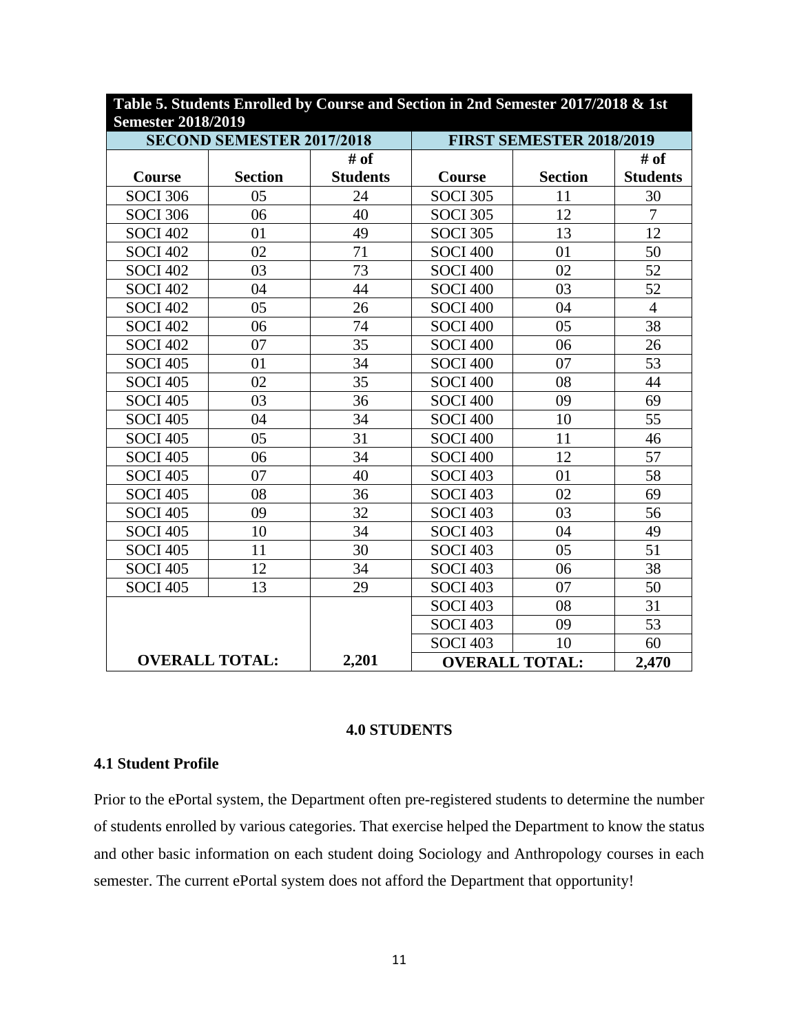| Table 5. Students Enrolled by Course and Section in 2nd Semester 2017/2018 & 1st Semester 2018/2019 | | | | | |
|---|---|---|---|---|---|
| **SECOND SEMESTER 2017/2018** | | | **FIRST SEMESTER 2018/2019** | | |
| **Course** | **Section** | **# of Students** | **Course** | **Section** | **# of Students** |
| SOCI 306 | 05 | 24 | SOCI 305 | 11 | 30 |
| SOCI 306 | 06 | 40 | SOCI 305 | 12 | 7 |
| SOCI 402 | 01 | 49 | SOCI 305 | 13 | 12 |
| SOCI 402 | 02 | 71 | SOCI 400 | 01 | 50 |
| SOCI 402 | 03 | 73 | SOCI 400 | 02 | 52 |
| SOCI 402 | 04 | 44 | SOCI 400 | 03 | 52 |
| SOCI 402 | 05 | 26 | SOCI 400 | 04 | 4 |
| SOCI 402 | 06 | 74 | SOCI 400 | 05 | 38 |
| SOCI 402 | 07 | 35 | SOCI 400 | 06 | 26 |
| SOCI 405 | 01 | 34 | SOCI 400 | 07 | 53 |
| SOCI 405 | 02 | 35 | SOCI 400 | 08 | 44 |
| SOCI 405 | 03 | 36 | SOCI 400 | 09 | 69 |
| SOCI 405 | 04 | 34 | SOCI 400 | 10 | 55 |
| SOCI 405 | 05 | 31 | SOCI 400 | 11 | 46 |
| SOCI 405 | 06 | 34 | SOCI 400 | 12 | 57 |
| SOCI 405 | 07 | 40 | SOCI 403 | 01 | 58 |
| SOCI 405 | 08 | 36 | SOCI 403 | 02 | 69 |
| SOCI 405 | 09 | 32 | SOCI 403 | 03 | 56 |
| SOCI 405 | 10 | 34 | SOCI 403 | 04 | 49 |
| SOCI 405 | 11 | 30 | SOCI 403 | 05 | 51 |
| SOCI 405 | 12 | 34 | SOCI 403 | 06 | 38 |
| SOCI 405 | 13 | 29 | SOCI 403 | 07 | 50 |
| | | | SOCI 403 | 08 | 31 |
| | | | SOCI 403 | 09 | 53 |
| | | | SOCI 403 | 10 | 60 |
| **OVERALL TOTAL:** | | **2,201** | **OVERALL TOTAL:** | | **2,470** |

## 4.0 STUDENTS

### 4.1 Student Profile

Prior to the ePortal system, the Department often pre-registered students to determine the number of students enrolled by various categories. That exercise helped the Department to know the status and other basic information on each student doing Sociology and Anthropology courses in each semester. The current ePortal system does not afford the Department that opportunity!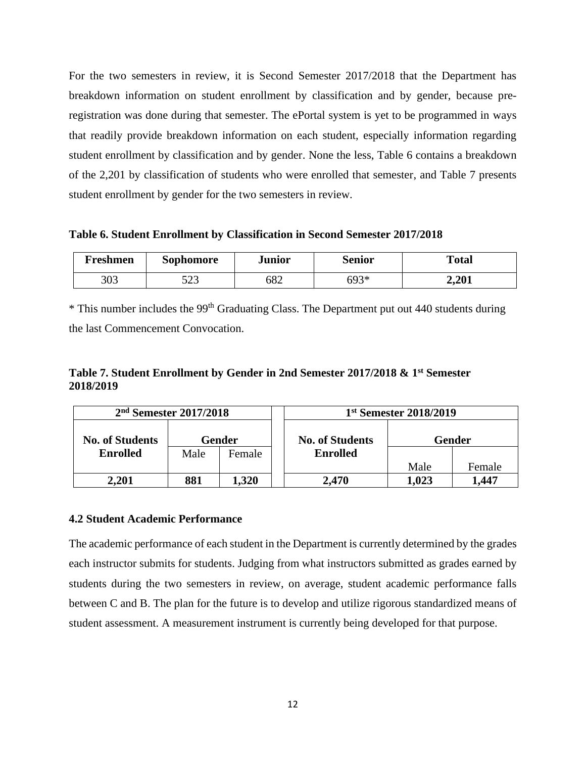For the two semesters in review, it is Second Semester 2017/2018 that the Department has breakdown information on student enrollment by classification and by gender, because pre-registration was done during that semester. The ePortal system is yet to be programmed in ways that readily provide breakdown information on each student, especially information regarding student enrollment by classification and by gender. None the less, Table 6 contains a breakdown of the 2,201 by classification of students who were enrolled that semester, and Table 7 presents student enrollment by gender for the two semesters in review.

**Table 6. Student Enrollment by Classification in Second Semester 2017/2018**

| Freshmen | Sophomore | Junior | Senior | Total |
|---|---|---|---|---|
| 303 | 523 | 682 | 693* | **2,201** |

* This number includes the 99th Graduating Class. The Department put out 440 students during the last Commencement Convocation.

**Table 7. Student Enrollment by Gender in 2nd Semester 2017/2018 & 1st Semester 2018/2019**

| 2nd Semester 2017/2018 | | | | 1st Semester 2018/2019 | | |
|---|---|---|---|---|---|---|
| No. of Students Enrolled | Gender | | | No. of Students Enrolled | Gender | |
| | Male | Female | | | Male | Female |
| **2,201** | **881** | **1,320** | | **2,470** | **1,023** | **1,447** |

### 4.2 Student Academic Performance

The academic performance of each student in the Department is currently determined by the grades each instructor submits for students. Judging from what instructors submitted as grades earned by students during the two semesters in review, on average, student academic performance falls between C and B. The plan for the future is to develop and utilize rigorous standardized means of student assessment. A measurement instrument is currently being developed for that purpose.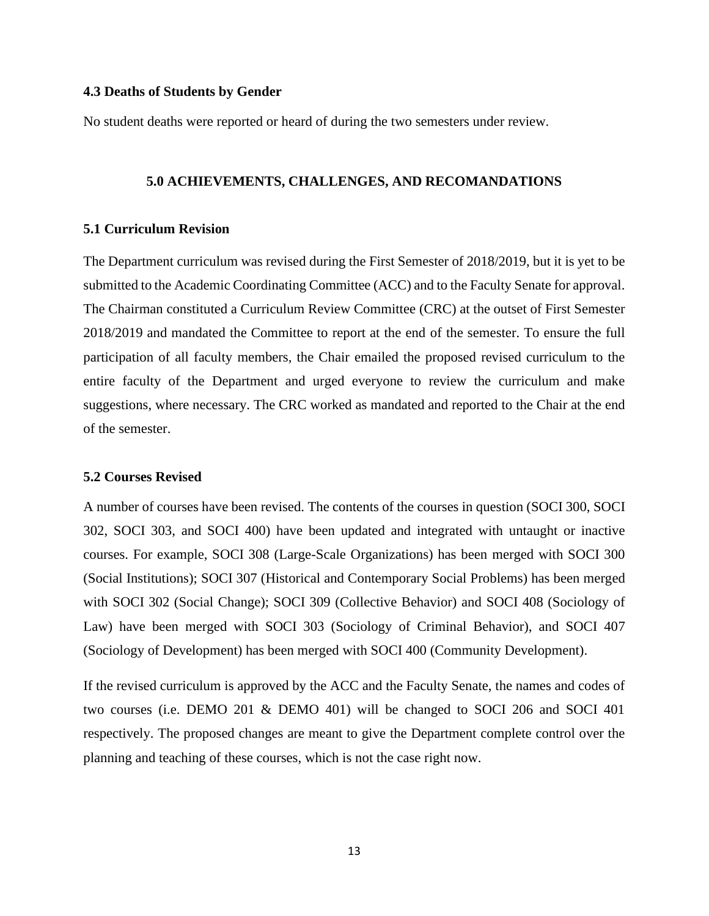### 4.3 Deaths of Students by Gender

No student deaths were reported or heard of during the two semesters under review.

## 5.0 ACHIEVEMENTS, CHALLENGES, AND RECOMANDATIONS

### 5.1 Curriculum Revision

The Department curriculum was revised during the First Semester of 2018/2019, but it is yet to be submitted to the Academic Coordinating Committee (ACC) and to the Faculty Senate for approval. The Chairman constituted a Curriculum Review Committee (CRC) at the outset of First Semester 2018/2019 and mandated the Committee to report at the end of the semester. To ensure the full participation of all faculty members, the Chair emailed the proposed revised curriculum to the entire faculty of the Department and urged everyone to review the curriculum and make suggestions, where necessary. The CRC worked as mandated and reported to the Chair at the end of the semester.

### 5.2 Courses Revised

A number of courses have been revised. The contents of the courses in question (SOCI 300, SOCI 302, SOCI 303, and SOCI 400) have been updated and integrated with untaught or inactive courses. For example, SOCI 308 (Large-Scale Organizations) has been merged with SOCI 300 (Social Institutions); SOCI 307 (Historical and Contemporary Social Problems) has been merged with SOCI 302 (Social Change); SOCI 309 (Collective Behavior) and SOCI 408 (Sociology of Law) have been merged with SOCI 303 (Sociology of Criminal Behavior), and SOCI 407 (Sociology of Development) has been merged with SOCI 400 (Community Development).

If the revised curriculum is approved by the ACC and the Faculty Senate, the names and codes of two courses (i.e. DEMO 201 & DEMO 401) will be changed to SOCI 206 and SOCI 401 respectively. The proposed changes are meant to give the Department complete control over the planning and teaching of these courses, which is not the case right now.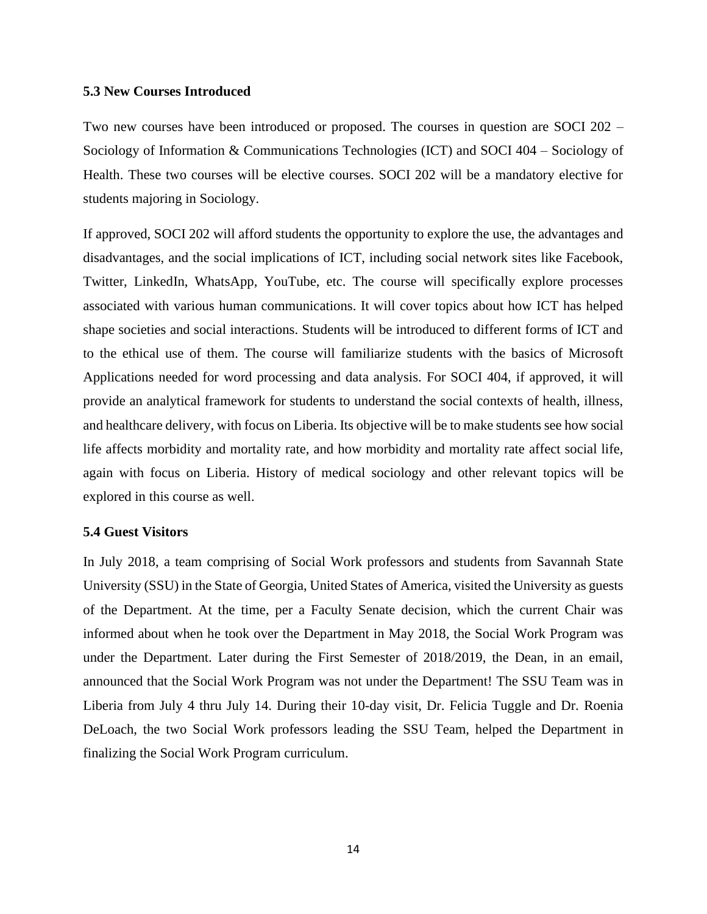### 5.3 New Courses Introduced

Two new courses have been introduced or proposed. The courses in question are SOCI 202 – Sociology of Information & Communications Technologies (ICT) and SOCI 404 – Sociology of Health. These two courses will be elective courses. SOCI 202 will be a mandatory elective for students majoring in Sociology.

If approved, SOCI 202 will afford students the opportunity to explore the use, the advantages and disadvantages, and the social implications of ICT, including social network sites like Facebook, Twitter, LinkedIn, WhatsApp, YouTube, etc. The course will specifically explore processes associated with various human communications. It will cover topics about how ICT has helped shape societies and social interactions. Students will be introduced to different forms of ICT and to the ethical use of them. The course will familiarize students with the basics of Microsoft Applications needed for word processing and data analysis. For SOCI 404, if approved, it will provide an analytical framework for students to understand the social contexts of health, illness, and healthcare delivery, with focus on Liberia. Its objective will be to make students see how social life affects morbidity and mortality rate, and how morbidity and mortality rate affect social life, again with focus on Liberia. History of medical sociology and other relevant topics will be explored in this course as well.

### 5.4 Guest Visitors

In July 2018, a team comprising of Social Work professors and students from Savannah State University (SSU) in the State of Georgia, United States of America, visited the University as guests of the Department. At the time, per a Faculty Senate decision, which the current Chair was informed about when he took over the Department in May 2018, the Social Work Program was under the Department. Later during the First Semester of 2018/2019, the Dean, in an email, announced that the Social Work Program was not under the Department! The SSU Team was in Liberia from July 4 thru July 14. During their 10-day visit, Dr. Felicia Tuggle and Dr. Roenia DeLoach, the two Social Work professors leading the SSU Team, helped the Department in finalizing the Social Work Program curriculum.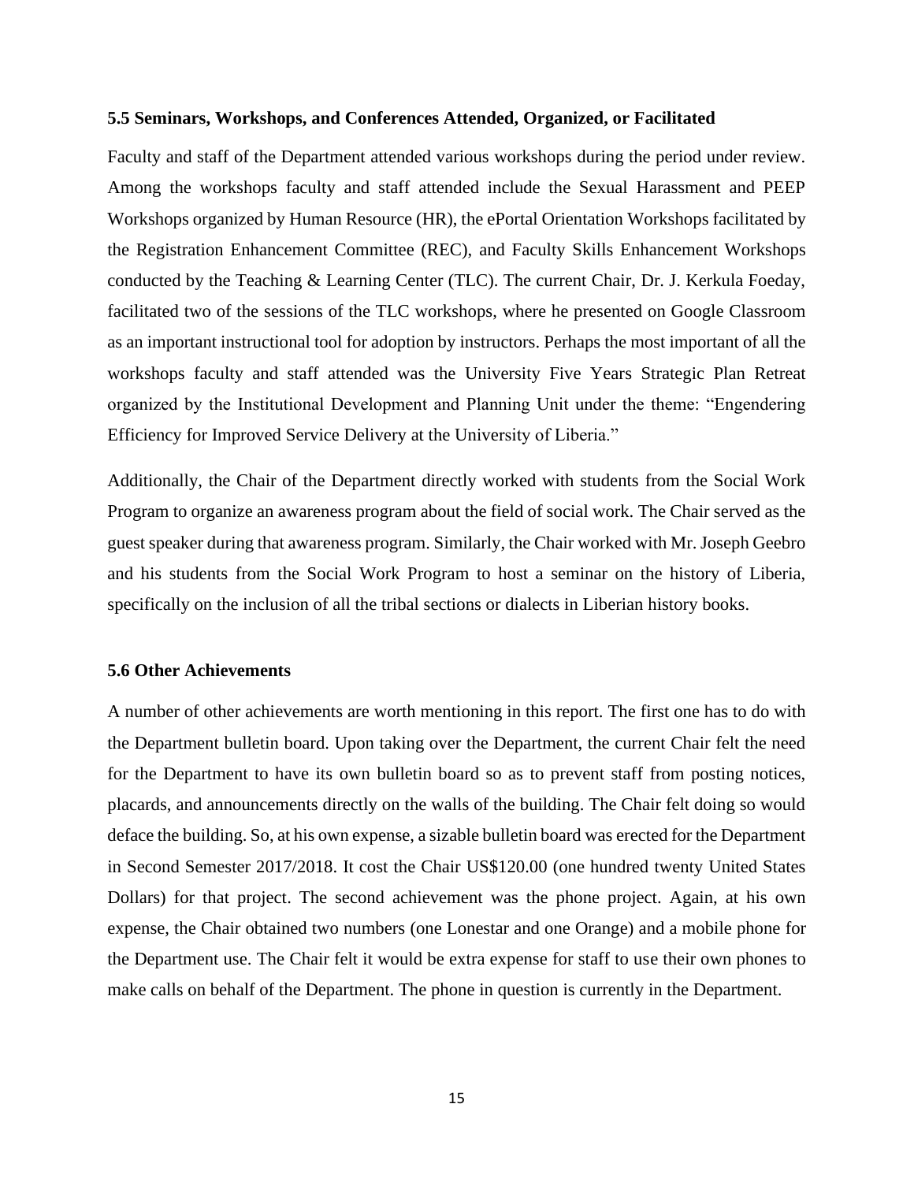### 5.5 Seminars, Workshops, and Conferences Attended, Organized, or Facilitated

Faculty and staff of the Department attended various workshops during the period under review. Among the workshops faculty and staff attended include the Sexual Harassment and PEEP Workshops organized by Human Resource (HR), the ePortal Orientation Workshops facilitated by the Registration Enhancement Committee (REC), and Faculty Skills Enhancement Workshops conducted by the Teaching & Learning Center (TLC). The current Chair, Dr. J. Kerkula Foeday, facilitated two of the sessions of the TLC workshops, where he presented on Google Classroom as an important instructional tool for adoption by instructors. Perhaps the most important of all the workshops faculty and staff attended was the University Five Years Strategic Plan Retreat organized by the Institutional Development and Planning Unit under the theme: "Engendering Efficiency for Improved Service Delivery at the University of Liberia."

Additionally, the Chair of the Department directly worked with students from the Social Work Program to organize an awareness program about the field of social work. The Chair served as the guest speaker during that awareness program. Similarly, the Chair worked with Mr. Joseph Geebro and his students from the Social Work Program to host a seminar on the history of Liberia, specifically on the inclusion of all the tribal sections or dialects in Liberian history books.

### 5.6 Other Achievements

A number of other achievements are worth mentioning in this report. The first one has to do with the Department bulletin board. Upon taking over the Department, the current Chair felt the need for the Department to have its own bulletin board so as to prevent staff from posting notices, placards, and announcements directly on the walls of the building. The Chair felt doing so would deface the building. So, at his own expense, a sizable bulletin board was erected for the Department in Second Semester 2017/2018. It cost the Chair US$120.00 (one hundred twenty United States Dollars) for that project. The second achievement was the phone project. Again, at his own expense, the Chair obtained two numbers (one Lonestar and one Orange) and a mobile phone for the Department use. The Chair felt it would be extra expense for staff to use their own phones to make calls on behalf of the Department. The phone in question is currently in the Department.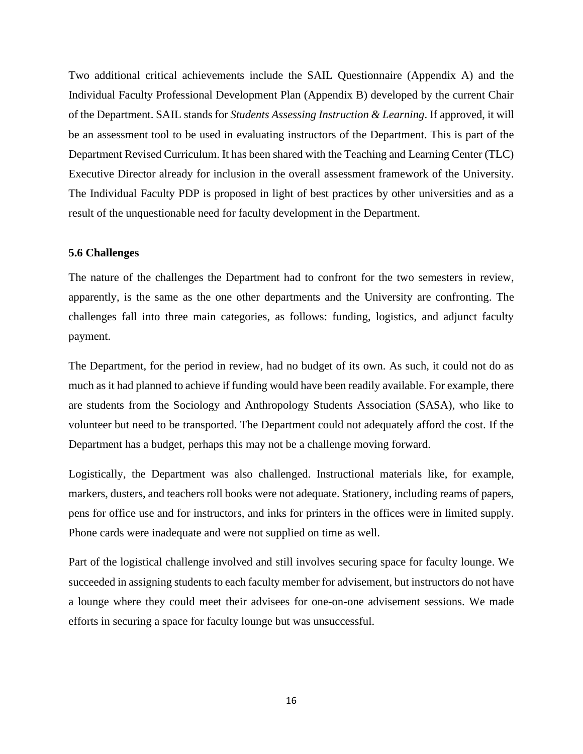Two additional critical achievements include the SAIL Questionnaire (Appendix A) and the Individual Faculty Professional Development Plan (Appendix B) developed by the current Chair of the Department. SAIL stands for *Students Assessing Instruction & Learning*. If approved, it will be an assessment tool to be used in evaluating instructors of the Department. This is part of the Department Revised Curriculum. It has been shared with the Teaching and Learning Center (TLC) Executive Director already for inclusion in the overall assessment framework of the University. The Individual Faculty PDP is proposed in light of best practices by other universities and as a result of the unquestionable need for faculty development in the Department.

### 5.6 Challenges

The nature of the challenges the Department had to confront for the two semesters in review, apparently, is the same as the one other departments and the University are confronting. The challenges fall into three main categories, as follows: funding, logistics, and adjunct faculty payment.

The Department, for the period in review, had no budget of its own. As such, it could not do as much as it had planned to achieve if funding would have been readily available. For example, there are students from the Sociology and Anthropology Students Association (SASA), who like to volunteer but need to be transported. The Department could not adequately afford the cost. If the Department has a budget, perhaps this may not be a challenge moving forward.

Logistically, the Department was also challenged. Instructional materials like, for example, markers, dusters, and teachers roll books were not adequate. Stationery, including reams of papers, pens for office use and for instructors, and inks for printers in the offices were in limited supply. Phone cards were inadequate and were not supplied on time as well.

Part of the logistical challenge involved and still involves securing space for faculty lounge. We succeeded in assigning students to each faculty member for advisement, but instructors do not have a lounge where they could meet their advisees for one-on-one advisement sessions. We made efforts in securing a space for faculty lounge but was unsuccessful.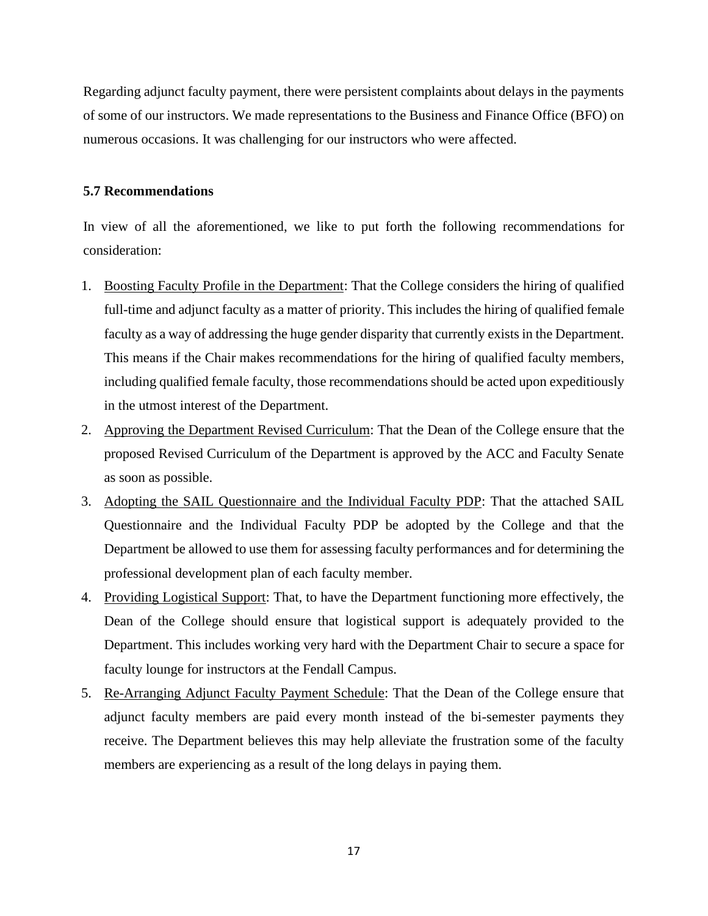Regarding adjunct faculty payment, there were persistent complaints about delays in the payments of some of our instructors. We made representations to the Business and Finance Office (BFO) on numerous occasions. It was challenging for our instructors who were affected.

### 5.7 Recommendations

In view of all the aforementioned, we like to put forth the following recommendations for consideration:

1. <u>Boosting Faculty Profile in the Department</u>: That the College considers the hiring of qualified full-time and adjunct faculty as a matter of priority. This includes the hiring of qualified female faculty as a way of addressing the huge gender disparity that currently exists in the Department. This means if the Chair makes recommendations for the hiring of qualified faculty members, including qualified female faculty, those recommendations should be acted upon expeditiously in the utmost interest of the Department.
2. <u>Approving the Department Revised Curriculum</u>: That the Dean of the College ensure that the proposed Revised Curriculum of the Department is approved by the ACC and Faculty Senate as soon as possible.
3. <u>Adopting the SAIL Questionnaire and the Individual Faculty PDP</u>: That the attached SAIL Questionnaire and the Individual Faculty PDP be adopted by the College and that the Department be allowed to use them for assessing faculty performances and for determining the professional development plan of each faculty member.
4. <u>Providing Logistical Support</u>: That, to have the Department functioning more effectively, the Dean of the College should ensure that logistical support is adequately provided to the Department. This includes working very hard with the Department Chair to secure a space for faculty lounge for instructors at the Fendall Campus.
5. <u>Re-Arranging Adjunct Faculty Payment Schedule</u>: That the Dean of the College ensure that adjunct faculty members are paid every month instead of the bi-semester payments they receive. The Department believes this may help alleviate the frustration some of the faculty members are experiencing as a result of the long delays in paying them.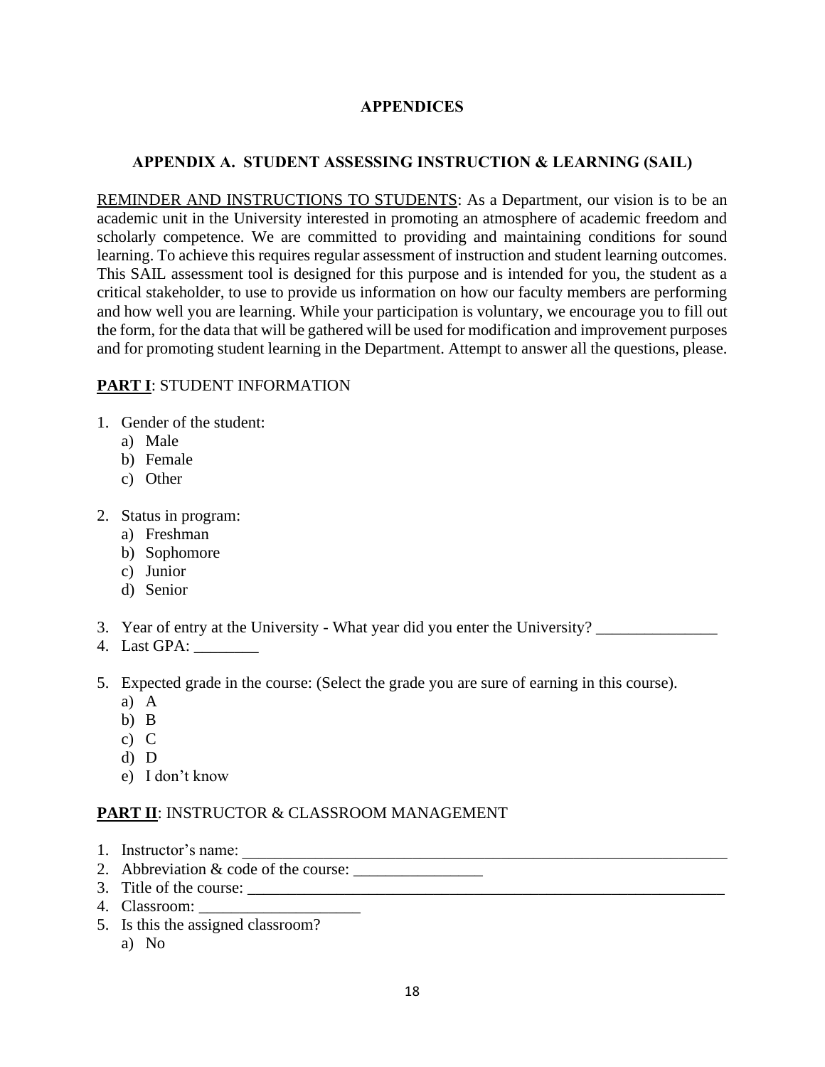# APPENDICES

## APPENDIX A. STUDENT ASSESSING INSTRUCTION & LEARNING (SAIL)

<u>REMINDER AND INSTRUCTIONS TO STUDENTS</u>: As a Department, our vision is to be an academic unit in the University interested in promoting an atmosphere of academic freedom and scholarly competence. We are committed to providing and maintaining conditions for sound learning. To achieve this requires regular assessment of instruction and student learning outcomes. This SAIL assessment tool is designed for this purpose and is intended for you, the student as a critical stakeholder, to use to provide us information on how our faculty members are performing and how well you are learning. While your participation is voluntary, we encourage you to fill out the form, for the data that will be gathered will be used for modification and improvement purposes and for promoting student learning in the Department. Attempt to answer all the questions, please.

**<u>PART I</u>**: STUDENT INFORMATION

1. Gender of the student:
   a) Male
   b) Female
   c) Other

2. Status in program:
   a) Freshman
   b) Sophomore
   c) Junior
   d) Senior

3. Year of entry at the University - What year did you enter the University? _______________
4. Last GPA: ________

5. Expected grade in the course: (Select the grade you are sure of earning in this course).
   a) A
   b) B
   c) C
   d) D
   e) I don't know

**<u>PART II</u>**: INSTRUCTOR & CLASSROOM MANAGEMENT

1. Instructor's name: _______________________________________________________________
2. Abbreviation & code of the course: ________________
3. Title of the course: _____________________________________________________________
4. Classroom: ____________________
5. Is this the assigned classroom?
   a) No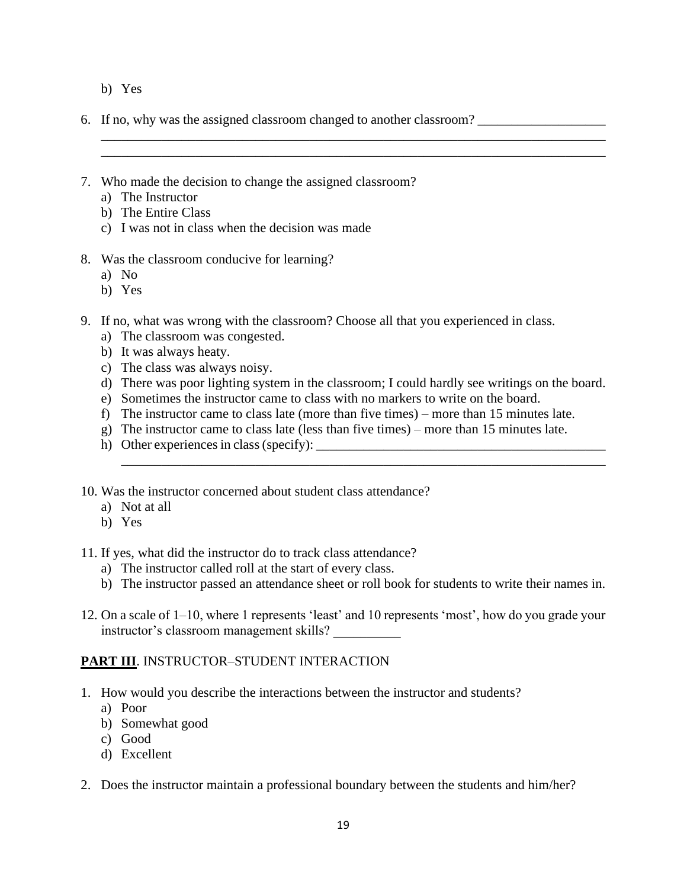b) Yes

6. If no, why was the assigned classroom changed to another classroom? ___________________
_____________________________________________________________________________
_____________________________________________________________________________

7. Who made the decision to change the assigned classroom?
   a) The Instructor
   b) The Entire Class
   c) I was not in class when the decision was made

8. Was the classroom conducive for learning?
   a) No
   b) Yes

9. If no, what was wrong with the classroom? Choose all that you experienced in class.
   a) The classroom was congested.
   b) It was always heaty.
   c) The class was always noisy.
   d) There was poor lighting system in the classroom; I could hardly see writings on the board.
   e) Sometimes the instructor came to class with no markers to write on the board.
   f) The instructor came to class late (more than five times) – more than 15 minutes late.
   g) The instructor came to class late (less than five times) – more than 15 minutes late.
   h) Other experiences in class (specify): ___________________________________________
   _________________________________________________________________________

10. Was the instructor concerned about student class attendance?
   a) Not at all
   b) Yes

11. If yes, what did the instructor do to track class attendance?
   a) The instructor called roll at the start of every class.
   b) The instructor passed an attendance sheet or roll book for students to write their names in.

12. On a scale of 1–10, where 1 represents 'least' and 10 represents 'most', how do you grade your instructor's classroom management skills? __________

**PART III**. INSTRUCTOR–STUDENT INTERACTION

1. How would you describe the interactions between the instructor and students?
   a) Poor
   b) Somewhat good
   c) Good
   d) Excellent

2. Does the instructor maintain a professional boundary between the students and him/her?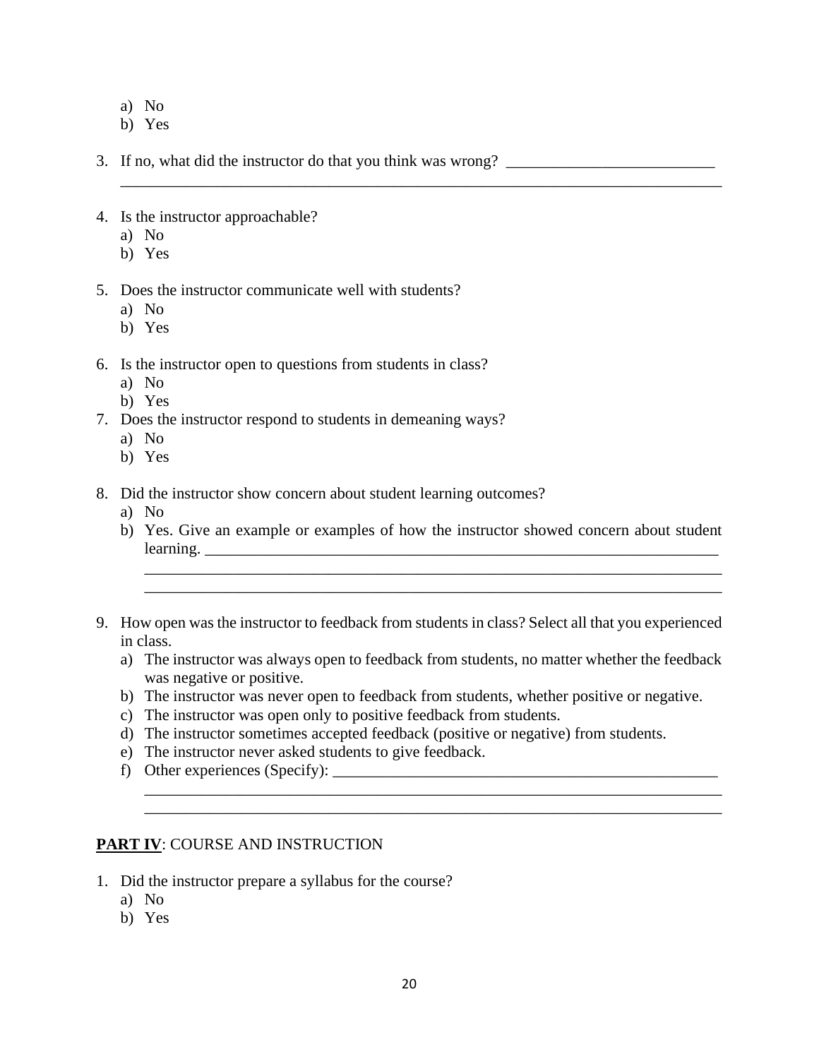a) No
b) Yes

3. If no, what did the instructor do that you think was wrong? ____________________________ ________________________________________________________________________________

4. Is the instructor approachable?
   a) No
   b) Yes

5. Does the instructor communicate well with students?
   a) No
   b) Yes

6. Is the instructor open to questions from students in class?
   a) No
   b) Yes

7. Does the instructor respond to students in demeaning ways?
   a) No
   b) Yes

8. Did the instructor show concern about student learning outcomes?
   a) No
   b) Yes. Give an example or examples of how the instructor showed concern about student learning. ________________________________________________________________________ ___________________________________________________________________________ ___________________________________________________________________________

9. How open was the instructor to feedback from students in class? Select all that you experienced in class.
   a) The instructor was always open to feedback from students, no matter whether the feedback was negative or positive.
   b) The instructor was never open to feedback from students, whether positive or negative.
   c) The instructor was open only to positive feedback from students.
   d) The instructor sometimes accepted feedback (positive or negative) from students.
   e) The instructor never asked students to give feedback.
   f) Other experiences (Specify): ____________________________________________________ ___________________________________________________________________________ ___________________________________________________________________________

**PART IV**: COURSE AND INSTRUCTION

1. Did the instructor prepare a syllabus for the course?
   a) No
   b) Yes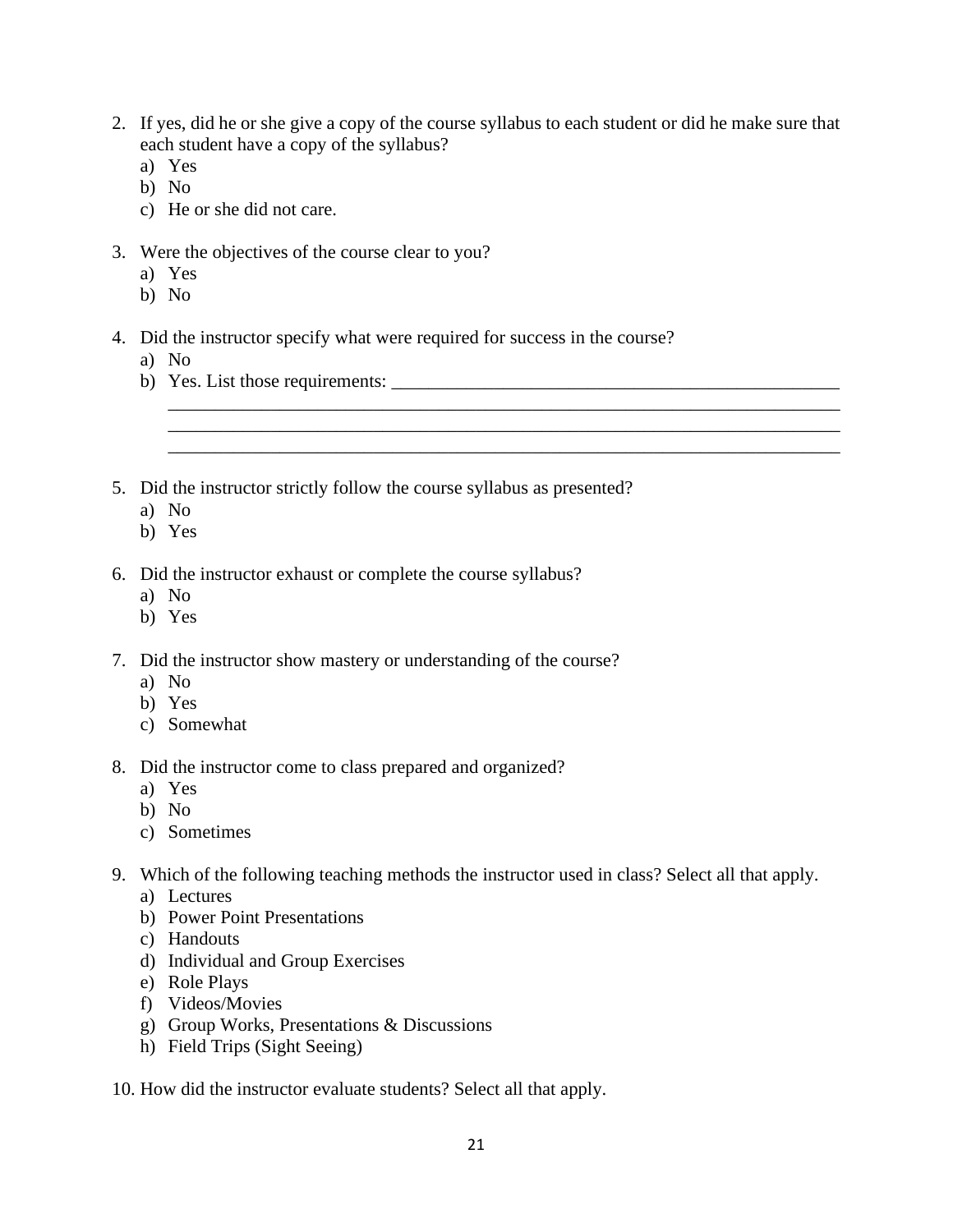2. If yes, did he or she give a copy of the course syllabus to each student or did he make sure that each student have a copy of the syllabus?
   a) Yes
   b) No
   c) He or she did not care.

3. Were the objectives of the course clear to you?
   a) Yes
   b) No

4. Did the instructor specify what were required for success in the course?
   a) No
   b) Yes. List those requirements: ___________________________________________________
   ________________________________________________________________________
   ________________________________________________________________________
   ________________________________________________________________________

5. Did the instructor strictly follow the course syllabus as presented?
   a) No
   b) Yes

6. Did the instructor exhaust or complete the course syllabus?
   a) No
   b) Yes

7. Did the instructor show mastery or understanding of the course?
   a) No
   b) Yes
   c) Somewhat

8. Did the instructor come to class prepared and organized?
   a) Yes
   b) No
   c) Sometimes

9. Which of the following teaching methods the instructor used in class? Select all that apply.
   a) Lectures
   b) Power Point Presentations
   c) Handouts
   d) Individual and Group Exercises
   e) Role Plays
   f) Videos/Movies
   g) Group Works, Presentations & Discussions
   h) Field Trips (Sight Seeing)

10. How did the instructor evaluate students? Select all that apply.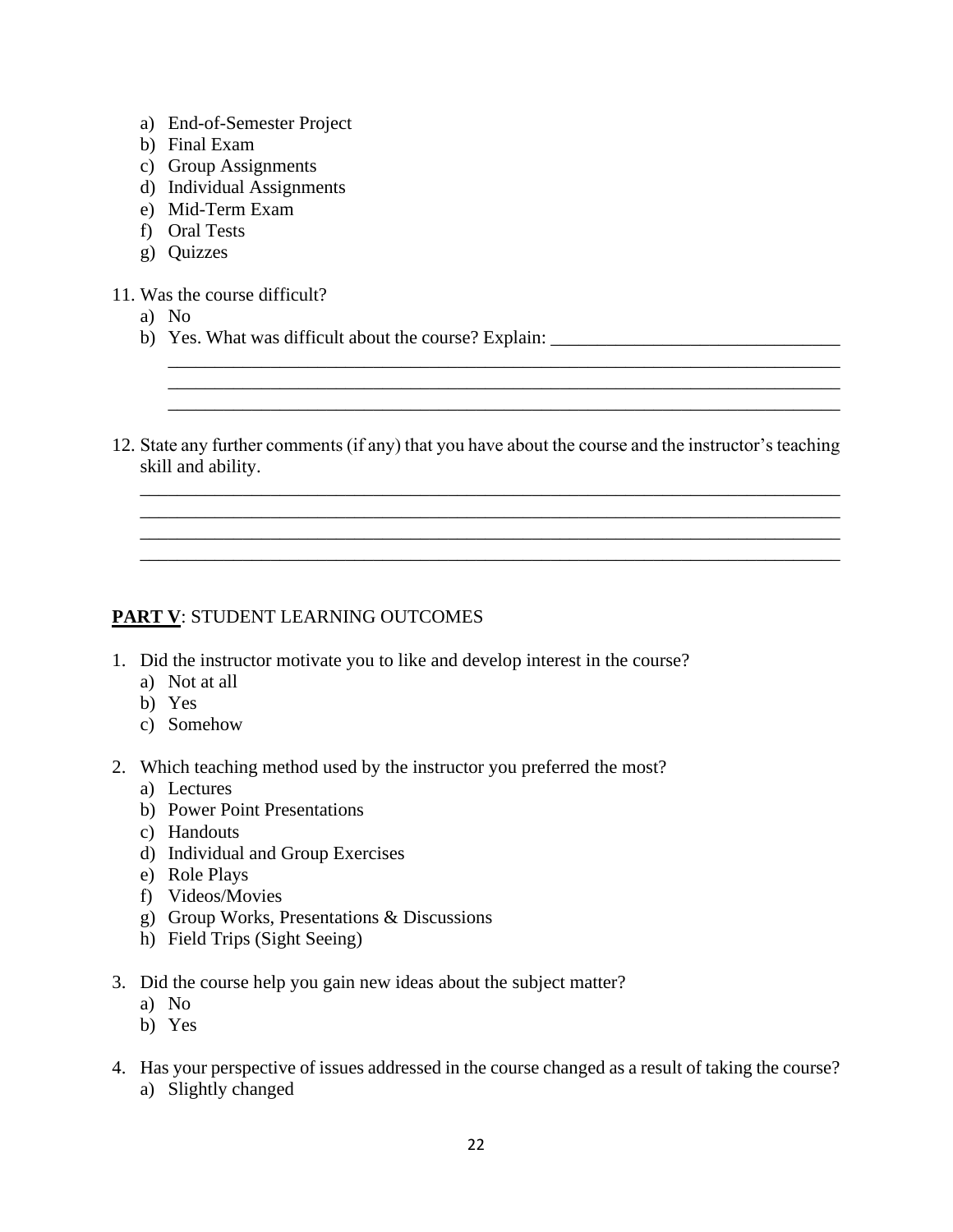a) End-of-Semester Project
b) Final Exam
c) Group Assignments
d) Individual Assignments
e) Mid-Term Exam
f) Oral Tests
g) Quizzes

11. Was the course difficult?
    a) No
    b) Yes. What was difficult about the course? Explain: ________________________________
    ___________________________________________________________________________
    ___________________________________________________________________________
    ___________________________________________________________________________

12. State any further comments (if any) that you have about the course and the instructor's teaching skill and ability.
    ___________________________________________________________________________
    ___________________________________________________________________________
    ___________________________________________________________________________
    ___________________________________________________________________________

## **PART V**: STUDENT LEARNING OUTCOMES

1. Did the instructor motivate you to like and develop interest in the course?
    a) Not at all
    b) Yes
    c) Somehow

2. Which teaching method used by the instructor you preferred the most?
    a) Lectures
    b) Power Point Presentations
    c) Handouts
    d) Individual and Group Exercises
    e) Role Plays
    f) Videos/Movies
    g) Group Works, Presentations & Discussions
    h) Field Trips (Sight Seeing)

3. Did the course help you gain new ideas about the subject matter?
    a) No
    b) Yes

4. Has your perspective of issues addressed in the course changed as a result of taking the course?
    a) Slightly changed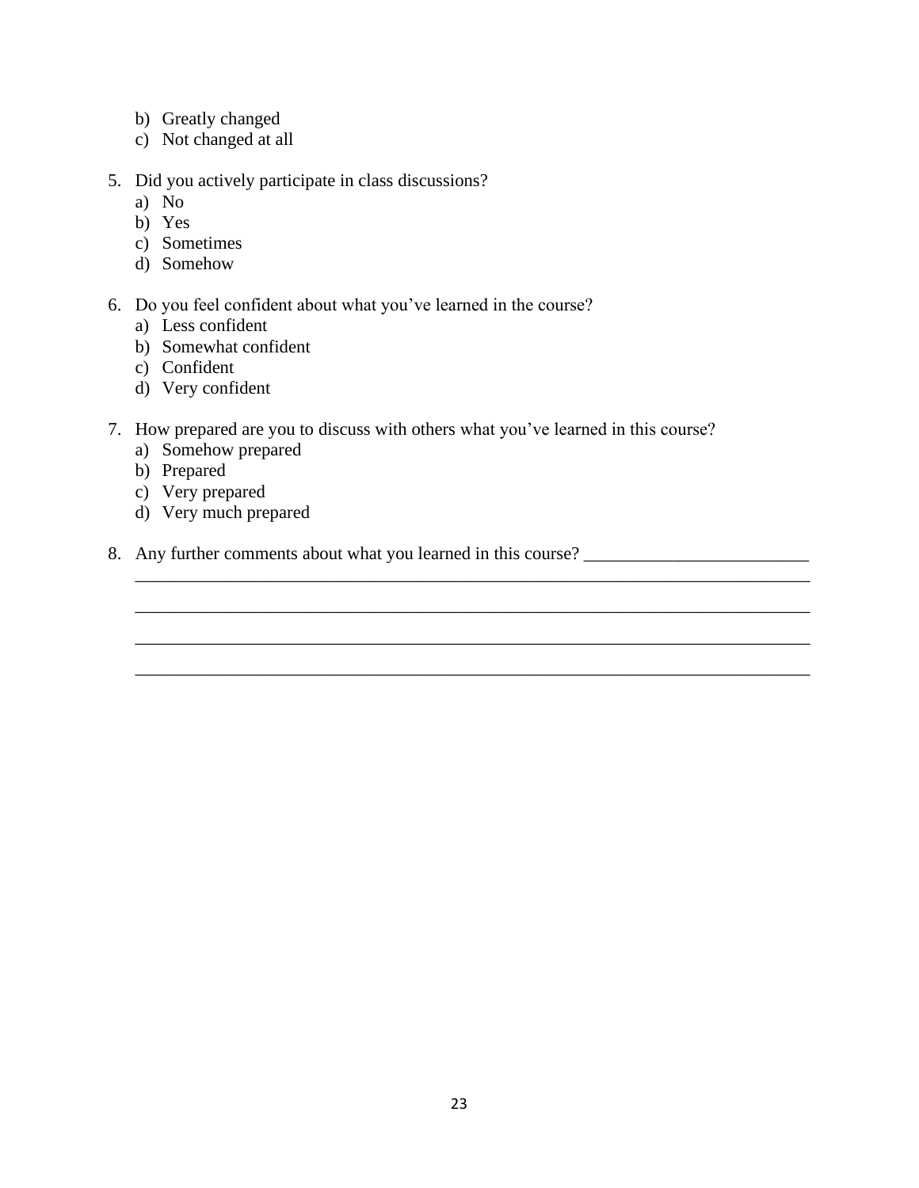b) Greatly changed
c) Not changed at all

5. Did you actively participate in class discussions?
   a) No
   b) Yes
   c) Sometimes
   d) Somehow

6. Do you feel confident about what you've learned in the course?
   a) Less confident
   b) Somewhat confident
   c) Confident
   d) Very confident

7. How prepared are you to discuss with others what you've learned in this course?
   a) Somehow prepared
   b) Prepared
   c) Very prepared
   d) Very much prepared

8. Any further comments about what you learned in this course? _________________________
   ____________________________________________________________________________

   ____________________________________________________________________________

   ____________________________________________________________________________

   ____________________________________________________________________________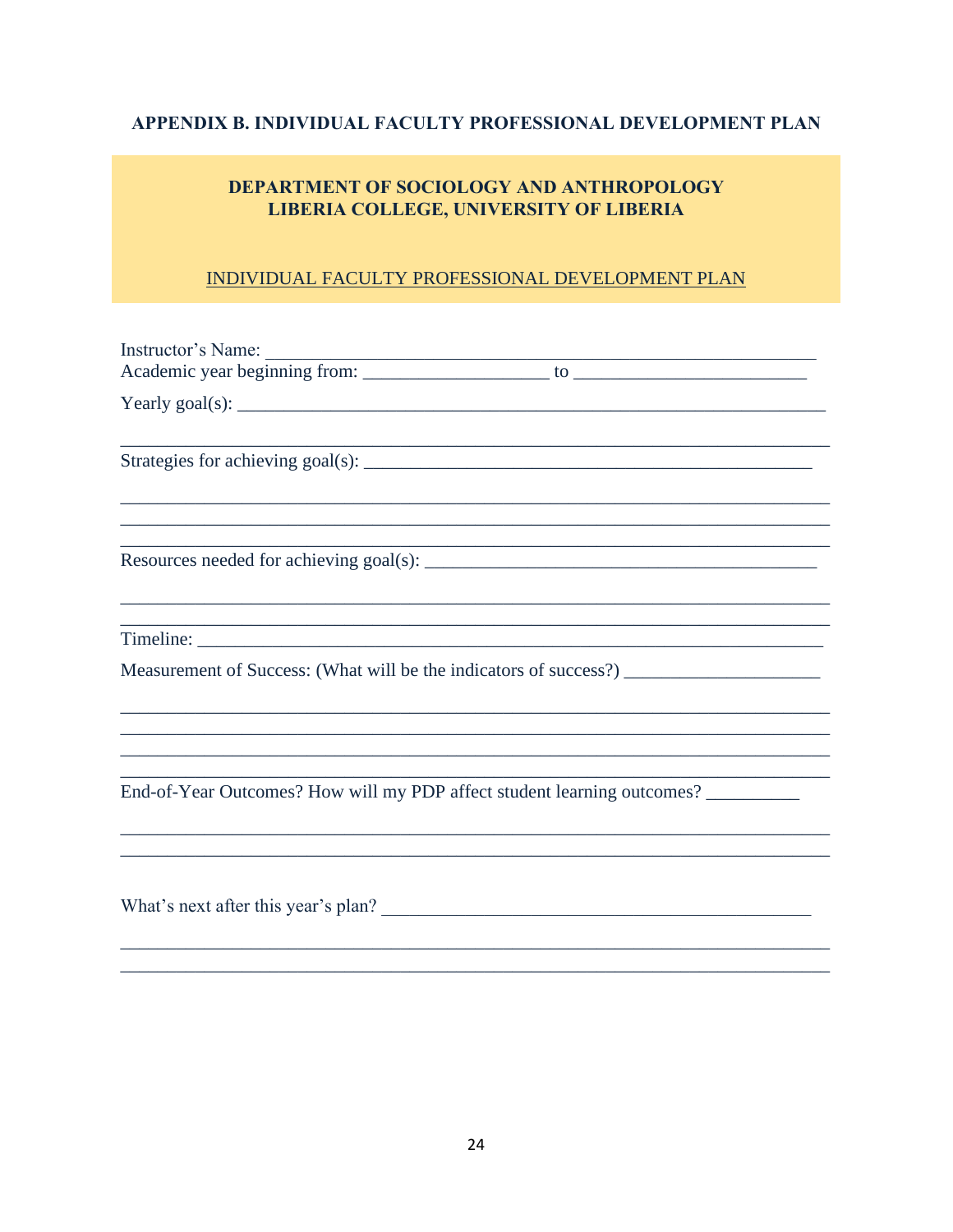## APPENDIX B. INDIVIDUAL FACULTY PROFESSIONAL DEVELOPMENT PLAN

**DEPARTMENT OF SOCIOLOGY AND ANTHROPOLOGY**
**LIBERIA COLLEGE, UNIVERSITY OF LIBERIA**

INDIVIDUAL FACULTY PROFESSIONAL DEVELOPMENT PLAN

Instructor's Name: ____________________________________________________________
Academic year beginning from: ____________________ to _________________________

Yearly goal(s): _________________________________________________________________

_____________________________________________________________________________

Strategies for achieving goal(s): _____________________________________________

_____________________________________________________________________________
_____________________________________________________________________________
_____________________________________________________________________________

Resources needed for achieving goal(s): ______________________________________

_____________________________________________________________________________
_____________________________________________________________________________

Timeline: ______________________________________________________________________

Measurement of Success: (What will be the indicators of success?) _____________________

_____________________________________________________________________________
_____________________________________________________________________________
_____________________________________________________________________________
_____________________________________________________________________________

End-of-Year Outcomes? How will my PDP affect student learning outcomes? __________

_____________________________________________________________________________
_____________________________________________________________________________

What's next after this year's plan? ____________________________________________

_____________________________________________________________________________
_____________________________________________________________________________